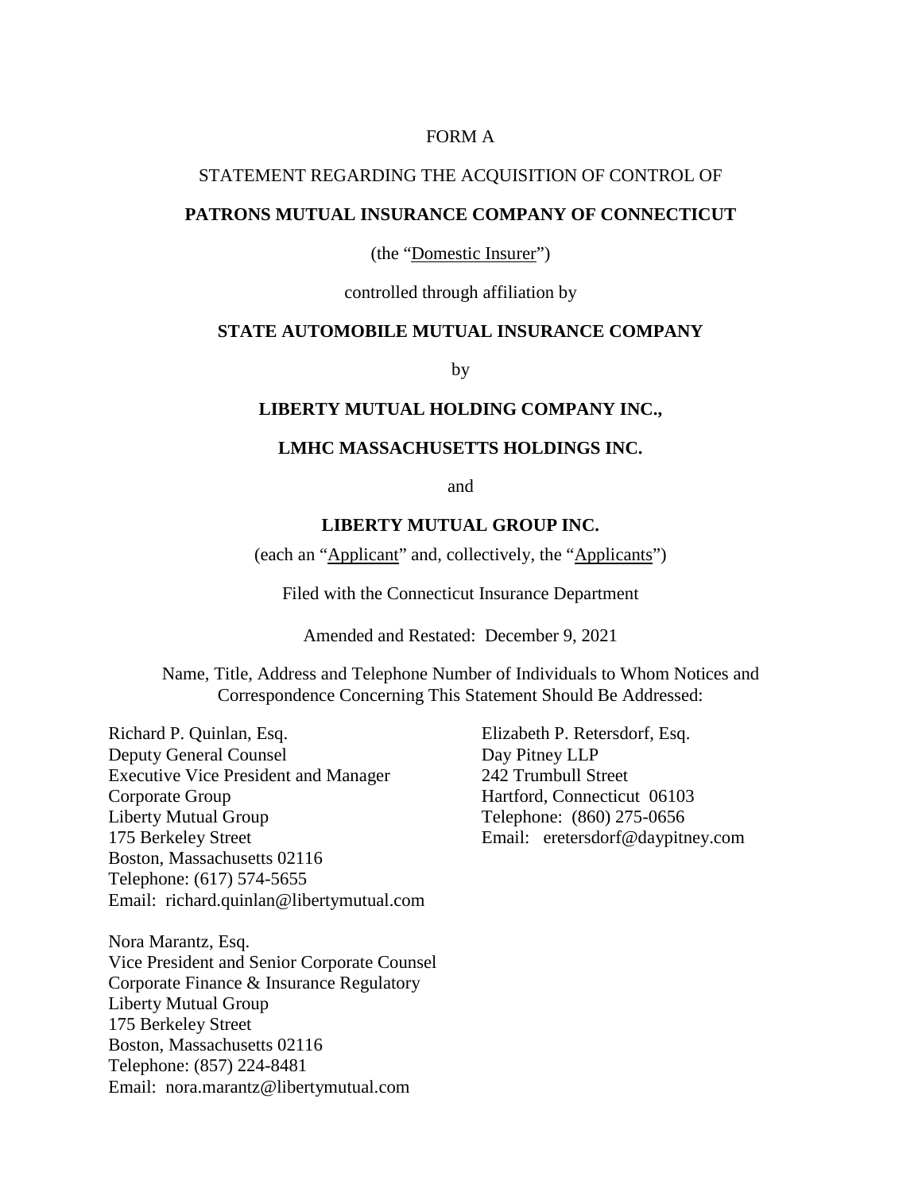FORM A

STATEMENT REGARDING THE ACQUISITION OF CONTROL OF

**PATRONS MUTUAL INSURANCE COMPANY OF CONNECTICUT**

(the "Domestic Insurer")

controlled through affiliation by

**STATE AUTOMOBILE MUTUAL INSURANCE COMPANY**

by

**LIBERTY MUTUAL HOLDING COMPANY INC.,**

**LMHC MASSACHUSETTS HOLDINGS INC.**

and

**LIBERTY MUTUAL GROUP INC.**

(each an "Applicant" and, collectively, the "Applicants")

Filed with the Connecticut Insurance Department

Amended and Restated: December 9, 2021

Name, Title, Address and Telephone Number of Individuals to Whom Notices and Correspondence Concerning This Statement Should Be Addressed:

Richard P. Quinlan, Esq.
Deputy General Counsel
Executive Vice President and Manager
Corporate Group
Liberty Mutual Group
175 Berkeley Street
Boston, Massachusetts 02116
Telephone: (617) 574-5655
Email: richard.quinlan@libertymutual.com

Nora Marantz, Esq.
Vice President and Senior Corporate Counsel
Corporate Finance & Insurance Regulatory
Liberty Mutual Group
175 Berkeley Street
Boston, Massachusetts 02116
Telephone: (857) 224-8481
Email: nora.marantz@libertymutual.com

Elizabeth P. Retersdorf, Esq.
Day Pitney LLP
242 Trumbull Street
Hartford, Connecticut 06103
Telephone: (860) 275-0656
Email: eretersdorf@daypitney.com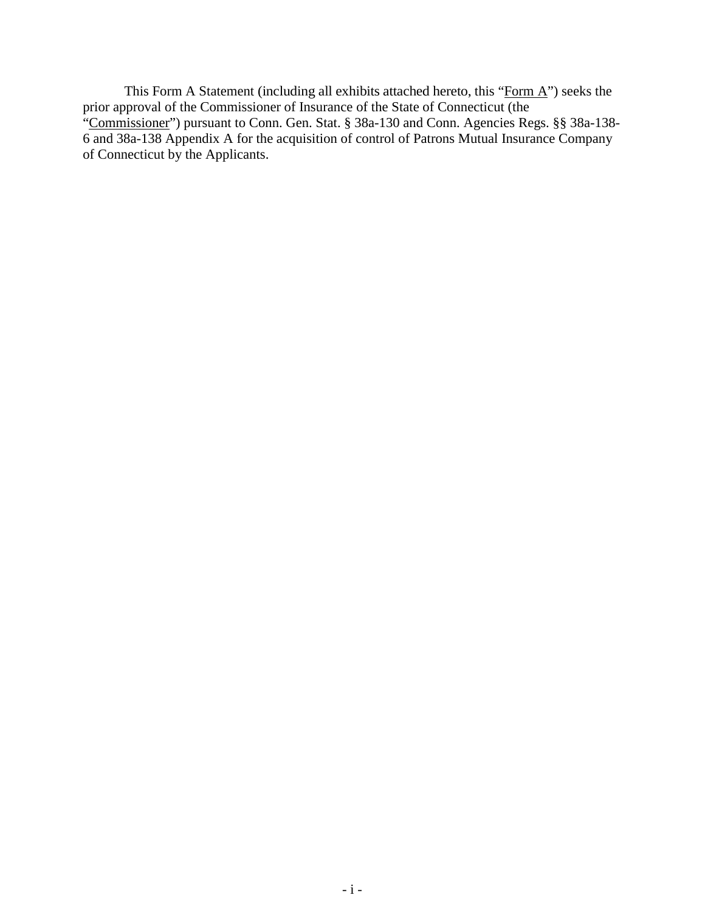This Form A Statement (including all exhibits attached hereto, this "Form A") seeks the prior approval of the Commissioner of Insurance of the State of Connecticut (the "Commissioner") pursuant to Conn. Gen. Stat. § 38a-130 and Conn. Agencies Regs. §§ 38a-138-6 and 38a-138 Appendix A for the acquisition of control of Patrons Mutual Insurance Company of Connecticut by the Applicants.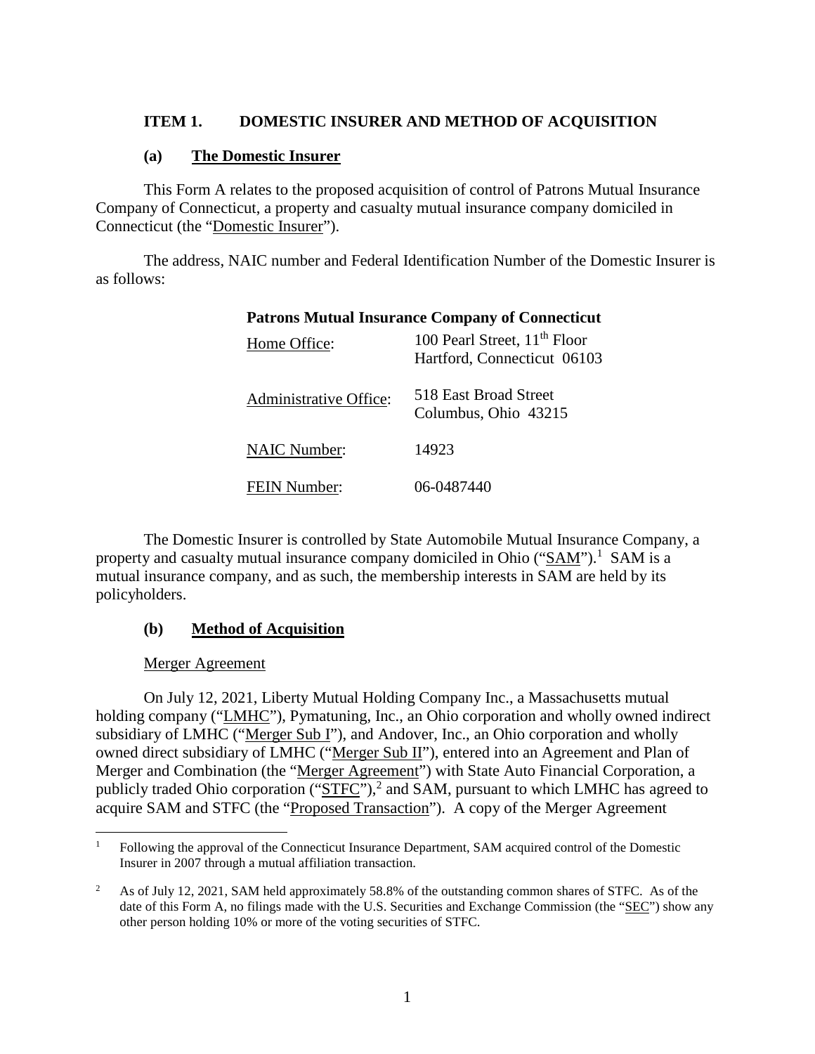**ITEM 1. DOMESTIC INSURER AND METHOD OF ACQUISITION**

**(a) The Domestic Insurer**

This Form A relates to the proposed acquisition of control of Patrons Mutual Insurance Company of Connecticut, a property and casualty mutual insurance company domiciled in Connecticut (the "Domestic Insurer").

The address, NAIC number and Federal Identification Number of the Domestic Insurer is as follows:

**Patrons Mutual Insurance Company of Connecticut**

| | |
|---|---|
| Home Office: | 100 Pearl Street, 11th Floor<br>Hartford, Connecticut 06103 |
| Administrative Office: | 518 East Broad Street<br>Columbus, Ohio 43215 |
| NAIC Number: | 14923 |
| FEIN Number: | 06-0487440 |

The Domestic Insurer is controlled by State Automobile Mutual Insurance Company, a property and casualty mutual insurance company domiciled in Ohio ("SAM").[1] SAM is a mutual insurance company, and as such, the membership interests in SAM are held by its policyholders.

**(b) Method of Acquisition**

Merger Agreement

On July 12, 2021, Liberty Mutual Holding Company Inc., a Massachusetts mutual holding company ("LMHC"), Pymatuning, Inc., an Ohio corporation and wholly owned indirect subsidiary of LMHC ("Merger Sub I"), and Andover, Inc., an Ohio corporation and wholly owned direct subsidiary of LMHC ("Merger Sub II"), entered into an Agreement and Plan of Merger and Combination (the "Merger Agreement") with State Auto Financial Corporation, a publicly traded Ohio corporation ("STFC"),[2] and SAM, pursuant to which LMHC has agreed to acquire SAM and STFC (the "Proposed Transaction"). A copy of the Merger Agreement

[1] Following the approval of the Connecticut Insurance Department, SAM acquired control of the Domestic Insurer in 2007 through a mutual affiliation transaction.

[2] As of July 12, 2021, SAM held approximately 58.8% of the outstanding common shares of STFC. As of the date of this Form A, no filings made with the U.S. Securities and Exchange Commission (the "SEC") show any other person holding 10% or more of the voting securities of STFC.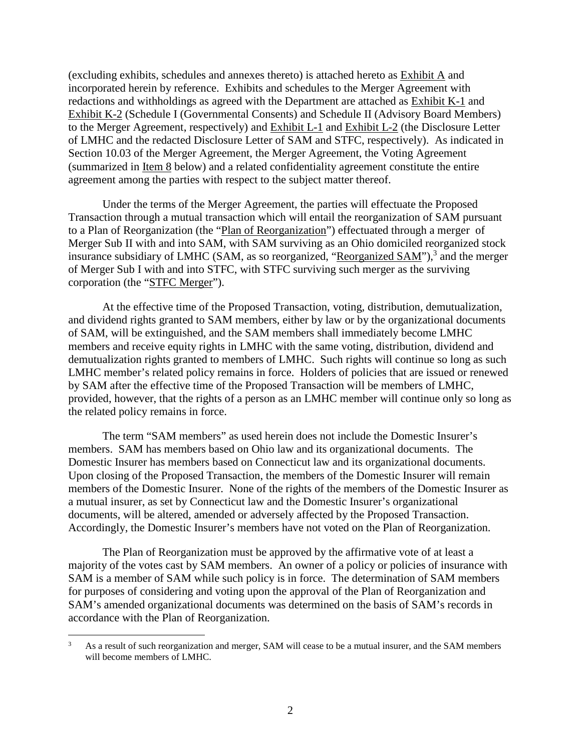(excluding exhibits, schedules and annexes thereto) is attached hereto as Exhibit A and incorporated herein by reference. Exhibits and schedules to the Merger Agreement with redactions and withholdings as agreed with the Department are attached as Exhibit K-1 and Exhibit K-2 (Schedule I (Governmental Consents) and Schedule II (Advisory Board Members) to the Merger Agreement, respectively) and Exhibit L-1 and Exhibit L-2 (the Disclosure Letter of LMHC and the redacted Disclosure Letter of SAM and STFC, respectively). As indicated in Section 10.03 of the Merger Agreement, the Merger Agreement, the Voting Agreement (summarized in Item 8 below) and a related confidentiality agreement constitute the entire agreement among the parties with respect to the subject matter thereof.

Under the terms of the Merger Agreement, the parties will effectuate the Proposed Transaction through a mutual transaction which will entail the reorganization of SAM pursuant to a Plan of Reorganization (the "Plan of Reorganization") effectuated through a merger of Merger Sub II with and into SAM, with SAM surviving as an Ohio domiciled reorganized stock insurance subsidiary of LMHC (SAM, as so reorganized, "Reorganized SAM"),[3] and the merger of Merger Sub I with and into STFC, with STFC surviving such merger as the surviving corporation (the "STFC Merger").

At the effective time of the Proposed Transaction, voting, distribution, demutualization, and dividend rights granted to SAM members, either by law or by the organizational documents of SAM, will be extinguished, and the SAM members shall immediately become LMHC members and receive equity rights in LMHC with the same voting, distribution, dividend and demutualization rights granted to members of LMHC. Such rights will continue so long as such LMHC member's related policy remains in force. Holders of policies that are issued or renewed by SAM after the effective time of the Proposed Transaction will be members of LMHC, provided, however, that the rights of a person as an LMHC member will continue only so long as the related policy remains in force.

The term "SAM members" as used herein does not include the Domestic Insurer's members. SAM has members based on Ohio law and its organizational documents. The Domestic Insurer has members based on Connecticut law and its organizational documents. Upon closing of the Proposed Transaction, the members of the Domestic Insurer will remain members of the Domestic Insurer. None of the rights of the members of the Domestic Insurer as a mutual insurer, as set by Connecticut law and the Domestic Insurer's organizational documents, will be altered, amended or adversely affected by the Proposed Transaction. Accordingly, the Domestic Insurer's members have not voted on the Plan of Reorganization.

The Plan of Reorganization must be approved by the affirmative vote of at least a majority of the votes cast by SAM members. An owner of a policy or policies of insurance with SAM is a member of SAM while such policy is in force. The determination of SAM members for purposes of considering and voting upon the approval of the Plan of Reorganization and SAM's amended organizational documents was determined on the basis of SAM's records in accordance with the Plan of Reorganization.

[3] As a result of such reorganization and merger, SAM will cease to be a mutual insurer, and the SAM members will become members of LMHC.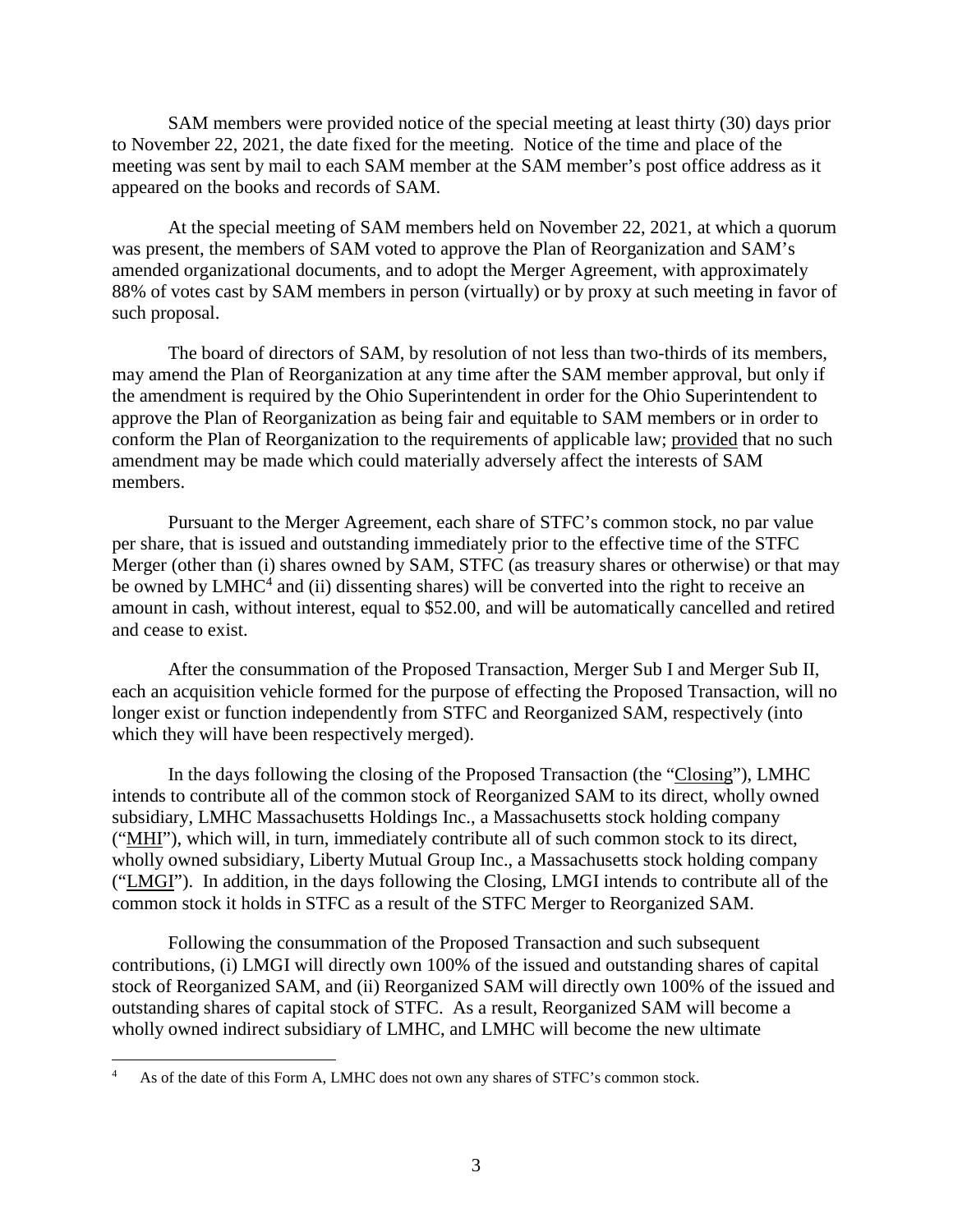SAM members were provided notice of the special meeting at least thirty (30) days prior to November 22, 2021, the date fixed for the meeting. Notice of the time and place of the meeting was sent by mail to each SAM member at the SAM member's post office address as it appeared on the books and records of SAM.

At the special meeting of SAM members held on November 22, 2021, at which a quorum was present, the members of SAM voted to approve the Plan of Reorganization and SAM's amended organizational documents, and to adopt the Merger Agreement, with approximately 88% of votes cast by SAM members in person (virtually) or by proxy at such meeting in favor of such proposal.

The board of directors of SAM, by resolution of not less than two-thirds of its members, may amend the Plan of Reorganization at any time after the SAM member approval, but only if the amendment is required by the Ohio Superintendent in order for the Ohio Superintendent to approve the Plan of Reorganization as being fair and equitable to SAM members or in order to conform the Plan of Reorganization to the requirements of applicable law; provided that no such amendment may be made which could materially adversely affect the interests of SAM members.

Pursuant to the Merger Agreement, each share of STFC's common stock, no par value per share, that is issued and outstanding immediately prior to the effective time of the STFC Merger (other than (i) shares owned by SAM, STFC (as treasury shares or otherwise) or that may be owned by LMHC[4] and (ii) dissenting shares) will be converted into the right to receive an amount in cash, without interest, equal to $52.00, and will be automatically cancelled and retired and cease to exist.

After the consummation of the Proposed Transaction, Merger Sub I and Merger Sub II, each an acquisition vehicle formed for the purpose of effecting the Proposed Transaction, will no longer exist or function independently from STFC and Reorganized SAM, respectively (into which they will have been respectively merged).

In the days following the closing of the Proposed Transaction (the "Closing"), LMHC intends to contribute all of the common stock of Reorganized SAM to its direct, wholly owned subsidiary, LMHC Massachusetts Holdings Inc., a Massachusetts stock holding company ("MHI"), which will, in turn, immediately contribute all of such common stock to its direct, wholly owned subsidiary, Liberty Mutual Group Inc., a Massachusetts stock holding company ("LMGI"). In addition, in the days following the Closing, LMGI intends to contribute all of the common stock it holds in STFC as a result of the STFC Merger to Reorganized SAM.

Following the consummation of the Proposed Transaction and such subsequent contributions, (i) LMGI will directly own 100% of the issued and outstanding shares of capital stock of Reorganized SAM, and (ii) Reorganized SAM will directly own 100% of the issued and outstanding shares of capital stock of STFC. As a result, Reorganized SAM will become a wholly owned indirect subsidiary of LMHC, and LMHC will become the new ultimate

[4] As of the date of this Form A, LMHC does not own any shares of STFC's common stock.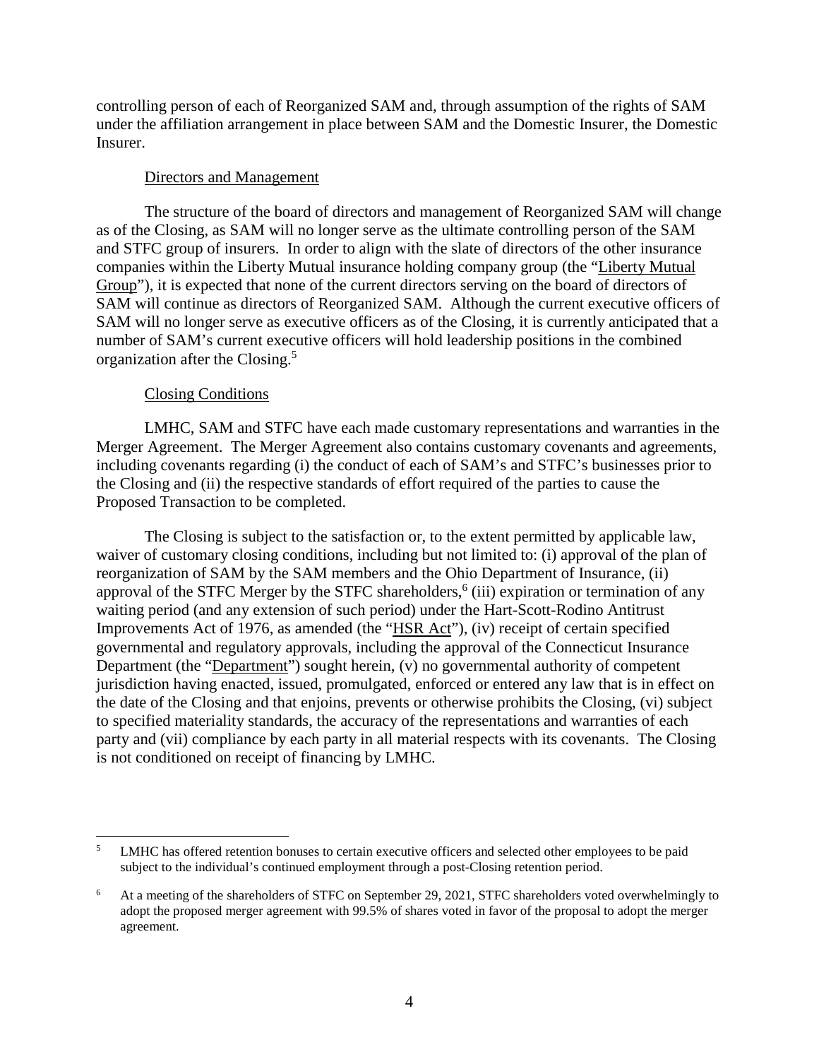controlling person of each of Reorganized SAM and, through assumption of the rights of SAM under the affiliation arrangement in place between SAM and the Domestic Insurer, the Domestic Insurer.

Directors and Management

The structure of the board of directors and management of Reorganized SAM will change as of the Closing, as SAM will no longer serve as the ultimate controlling person of the SAM and STFC group of insurers. In order to align with the slate of directors of the other insurance companies within the Liberty Mutual insurance holding company group (the "Liberty Mutual Group"), it is expected that none of the current directors serving on the board of directors of SAM will continue as directors of Reorganized SAM. Although the current executive officers of SAM will no longer serve as executive officers as of the Closing, it is currently anticipated that a number of SAM's current executive officers will hold leadership positions in the combined organization after the Closing.[5]

Closing Conditions

LMHC, SAM and STFC have each made customary representations and warranties in the Merger Agreement. The Merger Agreement also contains customary covenants and agreements, including covenants regarding (i) the conduct of each of SAM's and STFC's businesses prior to the Closing and (ii) the respective standards of effort required of the parties to cause the Proposed Transaction to be completed.

The Closing is subject to the satisfaction or, to the extent permitted by applicable law, waiver of customary closing conditions, including but not limited to: (i) approval of the plan of reorganization of SAM by the SAM members and the Ohio Department of Insurance, (ii) approval of the STFC Merger by the STFC shareholders,[6] (iii) expiration or termination of any waiting period (and any extension of such period) under the Hart-Scott-Rodino Antitrust Improvements Act of 1976, as amended (the "HSR Act"), (iv) receipt of certain specified governmental and regulatory approvals, including the approval of the Connecticut Insurance Department (the "Department") sought herein, (v) no governmental authority of competent jurisdiction having enacted, issued, promulgated, enforced or entered any law that is in effect on the date of the Closing and that enjoins, prevents or otherwise prohibits the Closing, (vi) subject to specified materiality standards, the accuracy of the representations and warranties of each party and (vii) compliance by each party in all material respects with its covenants. The Closing is not conditioned on receipt of financing by LMHC.

---

[5] LMHC has offered retention bonuses to certain executive officers and selected other employees to be paid subject to the individual's continued employment through a post-Closing retention period.

[6] At a meeting of the shareholders of STFC on September 29, 2021, STFC shareholders voted overwhelmingly to adopt the proposed merger agreement with 99.5% of shares voted in favor of the proposal to adopt the merger agreement.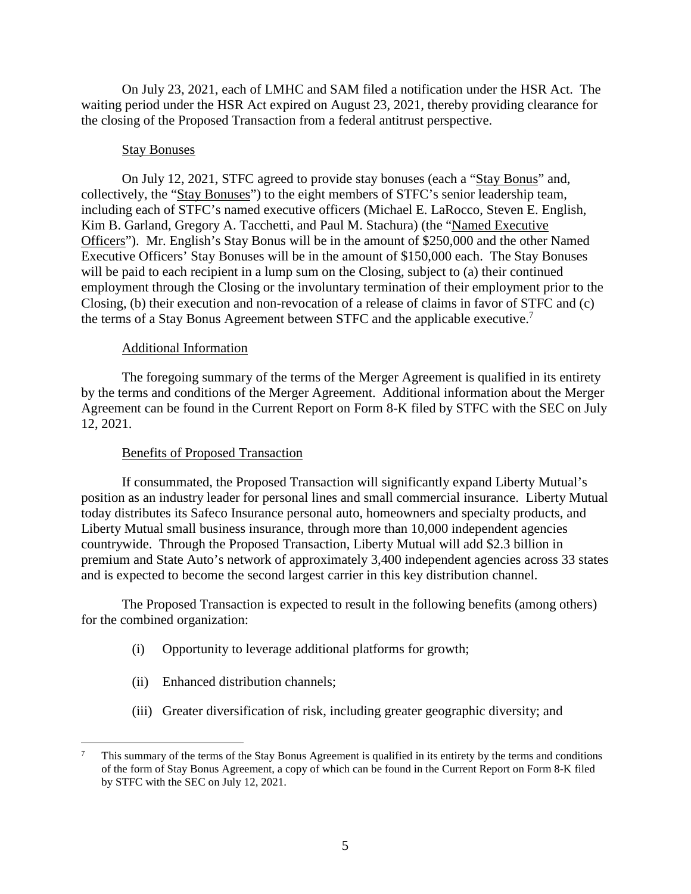On July 23, 2021, each of LMHC and SAM filed a notification under the HSR Act. The waiting period under the HSR Act expired on August 23, 2021, thereby providing clearance for the closing of the Proposed Transaction from a federal antitrust perspective.

## Stay Bonuses

On July 12, 2021, STFC agreed to provide stay bonuses (each a "Stay Bonus" and, collectively, the "Stay Bonuses") to the eight members of STFC's senior leadership team, including each of STFC's named executive officers (Michael E. LaRocco, Steven E. English, Kim B. Garland, Gregory A. Tacchetti, and Paul M. Stachura) (the "Named Executive Officers"). Mr. English's Stay Bonus will be in the amount of $250,000 and the other Named Executive Officers' Stay Bonuses will be in the amount of $150,000 each. The Stay Bonuses will be paid to each recipient in a lump sum on the Closing, subject to (a) their continued employment through the Closing or the involuntary termination of their employment prior to the Closing, (b) their execution and non-revocation of a release of claims in favor of STFC and (c) the terms of a Stay Bonus Agreement between STFC and the applicable executive.[7]

## Additional Information

The foregoing summary of the terms of the Merger Agreement is qualified in its entirety by the terms and conditions of the Merger Agreement. Additional information about the Merger Agreement can be found in the Current Report on Form 8-K filed by STFC with the SEC on July 12, 2021.

## Benefits of Proposed Transaction

If consummated, the Proposed Transaction will significantly expand Liberty Mutual's position as an industry leader for personal lines and small commercial insurance. Liberty Mutual today distributes its Safeco Insurance personal auto, homeowners and specialty products, and Liberty Mutual small business insurance, through more than 10,000 independent agencies countrywide. Through the Proposed Transaction, Liberty Mutual will add $2.3 billion in premium and State Auto's network of approximately 3,400 independent agencies across 33 states and is expected to become the second largest carrier in this key distribution channel.

The Proposed Transaction is expected to result in the following benefits (among others) for the combined organization:

(i) Opportunity to leverage additional platforms for growth;

(ii) Enhanced distribution channels;

(iii) Greater diversification of risk, including greater geographic diversity; and

---

[7] This summary of the terms of the Stay Bonus Agreement is qualified in its entirety by the terms and conditions of the form of Stay Bonus Agreement, a copy of which can be found in the Current Report on Form 8-K filed by STFC with the SEC on July 12, 2021.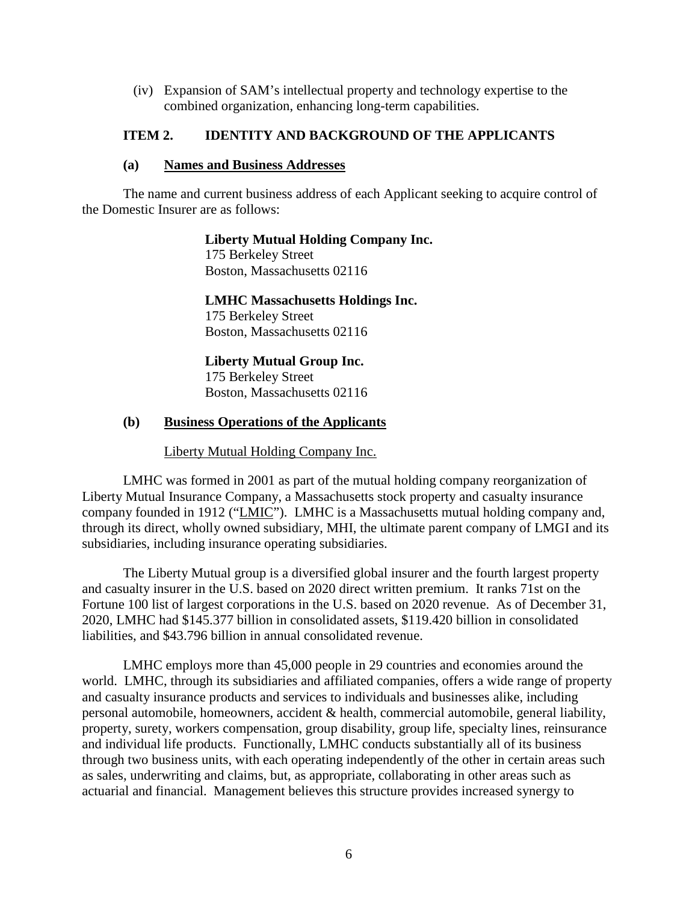(iv) Expansion of SAM's intellectual property and technology expertise to the combined organization, enhancing long-term capabilities.

## ITEM 2. IDENTITY AND BACKGROUND OF THE APPLICANTS

### (a) Names and Business Addresses

The name and current business address of each Applicant seeking to acquire control of the Domestic Insurer are as follows:

**Liberty Mutual Holding Company Inc.**
175 Berkeley Street
Boston, Massachusetts 02116

**LMHC Massachusetts Holdings Inc.**
175 Berkeley Street
Boston, Massachusetts 02116

**Liberty Mutual Group Inc.**
175 Berkeley Street
Boston, Massachusetts 02116

### (b) Business Operations of the Applicants

Liberty Mutual Holding Company Inc.

LMHC was formed in 2001 as part of the mutual holding company reorganization of Liberty Mutual Insurance Company, a Massachusetts stock property and casualty insurance company founded in 1912 ("LMIC"). LMHC is a Massachusetts mutual holding company and, through its direct, wholly owned subsidiary, MHI, the ultimate parent company of LMGI and its subsidiaries, including insurance operating subsidiaries.

The Liberty Mutual group is a diversified global insurer and the fourth largest property and casualty insurer in the U.S. based on 2020 direct written premium. It ranks 71st on the Fortune 100 list of largest corporations in the U.S. based on 2020 revenue. As of December 31, 2020, LMHC had $145.377 billion in consolidated assets, $119.420 billion in consolidated liabilities, and $43.796 billion in annual consolidated revenue.

LMHC employs more than 45,000 people in 29 countries and economies around the world. LMHC, through its subsidiaries and affiliated companies, offers a wide range of property and casualty insurance products and services to individuals and businesses alike, including personal automobile, homeowners, accident & health, commercial automobile, general liability, property, surety, workers compensation, group disability, group life, specialty lines, reinsurance and individual life products. Functionally, LMHC conducts substantially all of its business through two business units, with each operating independently of the other in certain areas such as sales, underwriting and claims, but, as appropriate, collaborating in other areas such as actuarial and financial. Management believes this structure provides increased synergy to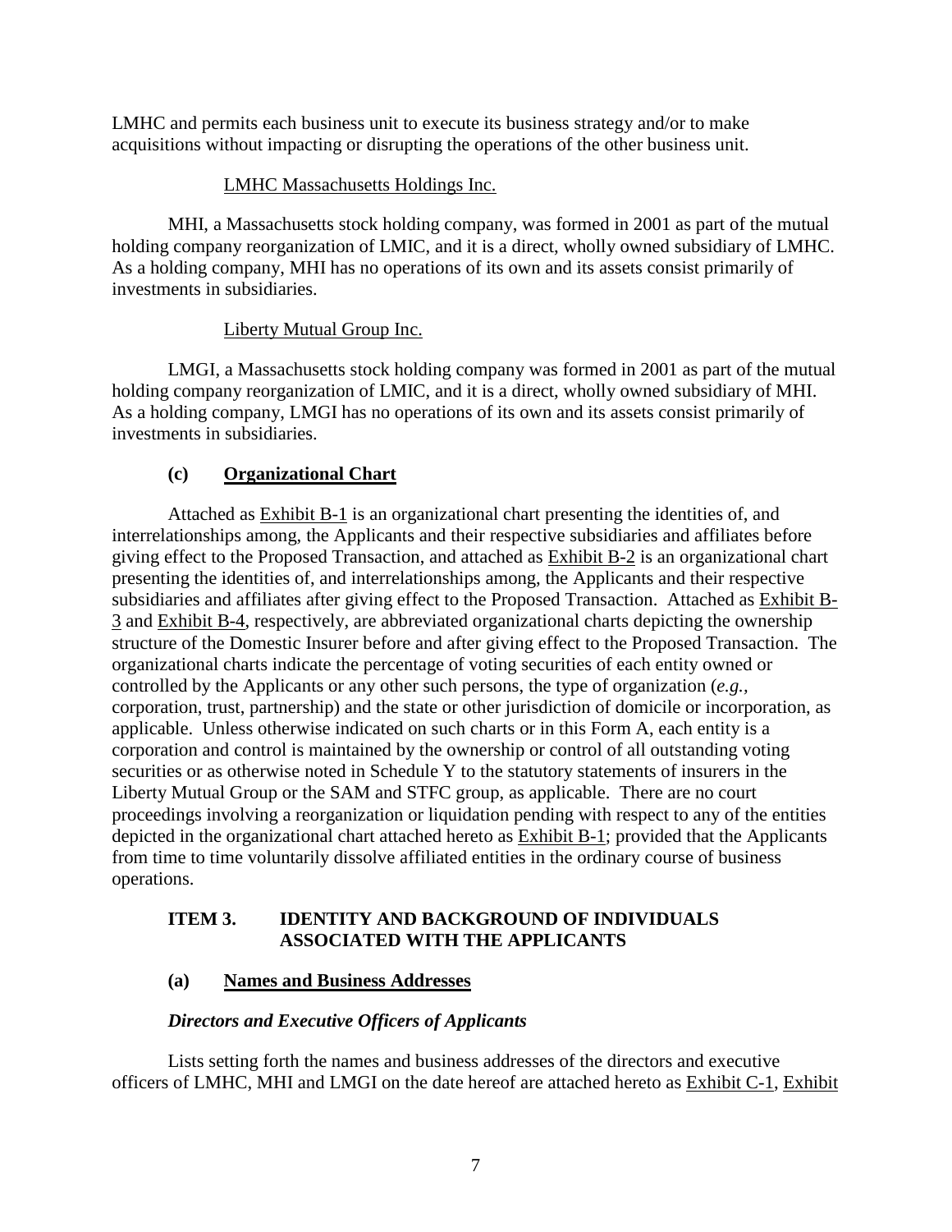LMHC and permits each business unit to execute its business strategy and/or to make acquisitions without impacting or disrupting the operations of the other business unit.

LMHC Massachusetts Holdings Inc.

MHI, a Massachusetts stock holding company, was formed in 2001 as part of the mutual holding company reorganization of LMIC, and it is a direct, wholly owned subsidiary of LMHC. As a holding company, MHI has no operations of its own and its assets consist primarily of investments in subsidiaries.

Liberty Mutual Group Inc.

LMGI, a Massachusetts stock holding company was formed in 2001 as part of the mutual holding company reorganization of LMIC, and it is a direct, wholly owned subsidiary of MHI. As a holding company, LMGI has no operations of its own and its assets consist primarily of investments in subsidiaries.

### (c) Organizational Chart

Attached as Exhibit B-1 is an organizational chart presenting the identities of, and interrelationships among, the Applicants and their respective subsidiaries and affiliates before giving effect to the Proposed Transaction, and attached as Exhibit B-2 is an organizational chart presenting the identities of, and interrelationships among, the Applicants and their respective subsidiaries and affiliates after giving effect to the Proposed Transaction. Attached as Exhibit B-3 and Exhibit B-4, respectively, are abbreviated organizational charts depicting the ownership structure of the Domestic Insurer before and after giving effect to the Proposed Transaction. The organizational charts indicate the percentage of voting securities of each entity owned or controlled by the Applicants or any other such persons, the type of organization (*e.g.*, corporation, trust, partnership) and the state or other jurisdiction of domicile or incorporation, as applicable. Unless otherwise indicated on such charts or in this Form A, each entity is a corporation and control is maintained by the ownership or control of all outstanding voting securities or as otherwise noted in Schedule Y to the statutory statements of insurers in the Liberty Mutual Group or the SAM and STFC group, as applicable. There are no court proceedings involving a reorganization or liquidation pending with respect to any of the entities depicted in the organizational chart attached hereto as Exhibit B-1; provided that the Applicants from time to time voluntarily dissolve affiliated entities in the ordinary course of business operations.

## ITEM 3. IDENTITY AND BACKGROUND OF INDIVIDUALS ASSOCIATED WITH THE APPLICANTS

### (a) Names and Business Addresses

***Directors and Executive Officers of Applicants***

Lists setting forth the names and business addresses of the directors and executive officers of LMHC, MHI and LMGI on the date hereof are attached hereto as Exhibit C-1, Exhibit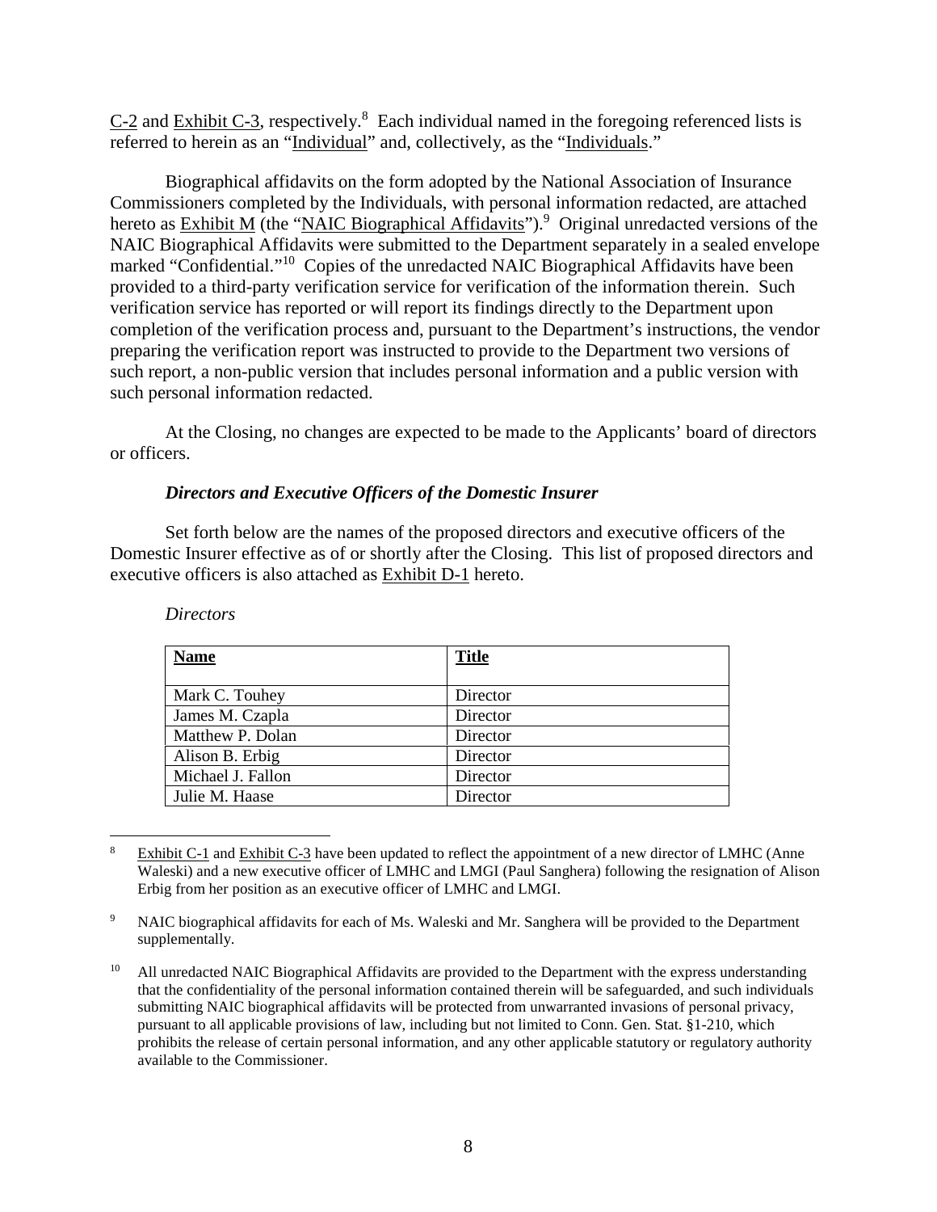C-2 and Exhibit C-3, respectively.[8] Each individual named in the foregoing referenced lists is referred to herein as an "Individual" and, collectively, as the "Individuals."

Biographical affidavits on the form adopted by the National Association of Insurance Commissioners completed by the Individuals, with personal information redacted, are attached hereto as Exhibit M (the "NAIC Biographical Affidavits").[9] Original unredacted versions of the NAIC Biographical Affidavits were submitted to the Department separately in a sealed envelope marked "Confidential."[10] Copies of the unredacted NAIC Biographical Affidavits have been provided to a third-party verification service for verification of the information therein. Such verification service has reported or will report its findings directly to the Department upon completion of the verification process and, pursuant to the Department's instructions, the vendor preparing the verification report was instructed to provide to the Department two versions of such report, a non-public version that includes personal information and a public version with such personal information redacted.

At the Closing, no changes are expected to be made to the Applicants' board of directors or officers.

***Directors and Executive Officers of the Domestic Insurer***

Set forth below are the names of the proposed directors and executive officers of the Domestic Insurer effective as of or shortly after the Closing. This list of proposed directors and executive officers is also attached as Exhibit D-1 hereto.

*Directors*

| Name | Title |
|---|---|
| Mark C. Touhey | Director |
| James M. Czapla | Director |
| Matthew P. Dolan | Director |
| Alison B. Erbig | Director |
| Michael J. Fallon | Director |
| Julie M. Haase | Director |

---

[8] Exhibit C-1 and Exhibit C-3 have been updated to reflect the appointment of a new director of LMHC (Anne Waleski) and a new executive officer of LMHC and LMGI (Paul Sanghera) following the resignation of Alison Erbig from her position as an executive officer of LMHC and LMGI.

[9] NAIC biographical affidavits for each of Ms. Waleski and Mr. Sanghera will be provided to the Department supplementally.

[10] All unredacted NAIC Biographical Affidavits are provided to the Department with the express understanding that the confidentiality of the personal information contained therein will be safeguarded, and such individuals submitting NAIC biographical affidavits will be protected from unwarranted invasions of personal privacy, pursuant to all applicable provisions of law, including but not limited to Conn. Gen. Stat. §1-210, which prohibits the release of certain personal information, and any other applicable statutory or regulatory authority available to the Commissioner.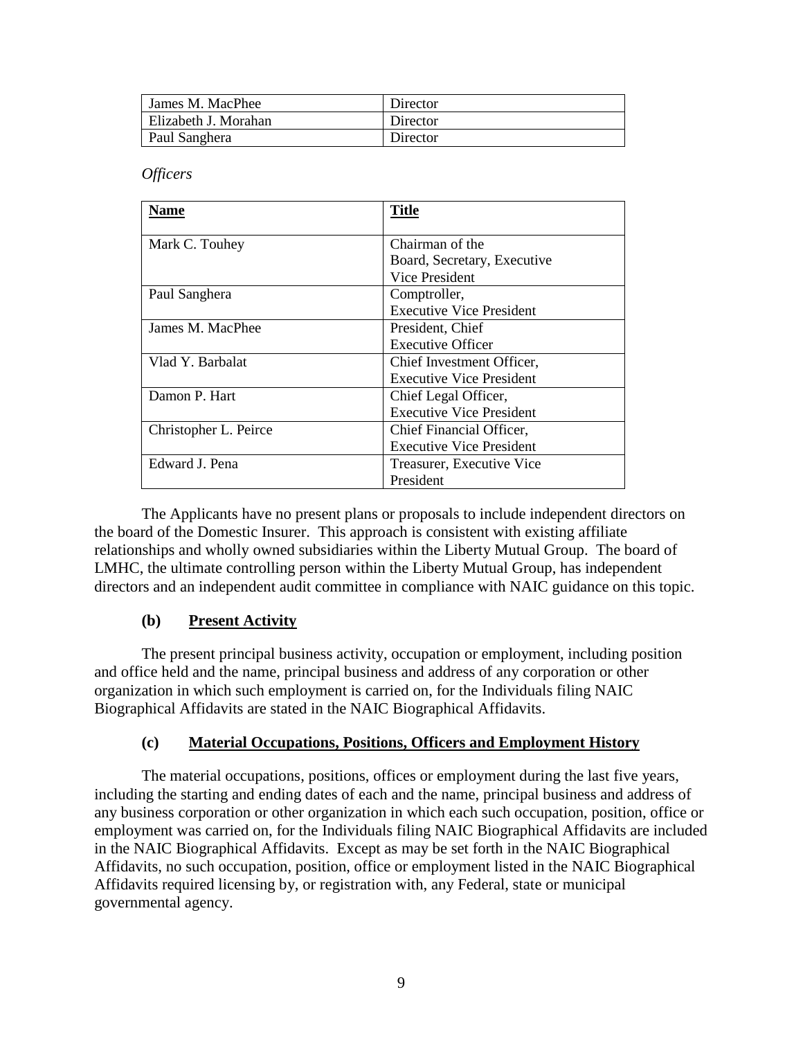| James M. MacPhee | Director |
|---|---|
| Elizabeth J. Morahan | Director |
| Paul Sanghera | Director |

*Officers*

| Name | Title |
|---|---|
| Mark C. Touhey | Chairman of the Board, Secretary, Executive Vice President |
| Paul Sanghera | Comptroller, Executive Vice President |
| James M. MacPhee | President, Chief Executive Officer |
| Vlad Y. Barbalat | Chief Investment Officer, Executive Vice President |
| Damon P. Hart | Chief Legal Officer, Executive Vice President |
| Christopher L. Peirce | Chief Financial Officer, Executive Vice President |
| Edward J. Pena | Treasurer, Executive Vice President |

The Applicants have no present plans or proposals to include independent directors on the board of the Domestic Insurer. This approach is consistent with existing affiliate relationships and wholly owned subsidiaries within the Liberty Mutual Group. The board of LMHC, the ultimate controlling person within the Liberty Mutual Group, has independent directors and an independent audit committee in compliance with NAIC guidance on this topic.

### (b) Present Activity

The present principal business activity, occupation or employment, including position and office held and the name, principal business and address of any corporation or other organization in which such employment is carried on, for the Individuals filing NAIC Biographical Affidavits are stated in the NAIC Biographical Affidavits.

### (c) Material Occupations, Positions, Officers and Employment History

The material occupations, positions, offices or employment during the last five years, including the starting and ending dates of each and the name, principal business and address of any business corporation or other organization in which each such occupation, position, office or employment was carried on, for the Individuals filing NAIC Biographical Affidavits are included in the NAIC Biographical Affidavits. Except as may be set forth in the NAIC Biographical Affidavits, no such occupation, position, office or employment listed in the NAIC Biographical Affidavits required licensing by, or registration with, any Federal, state or municipal governmental agency.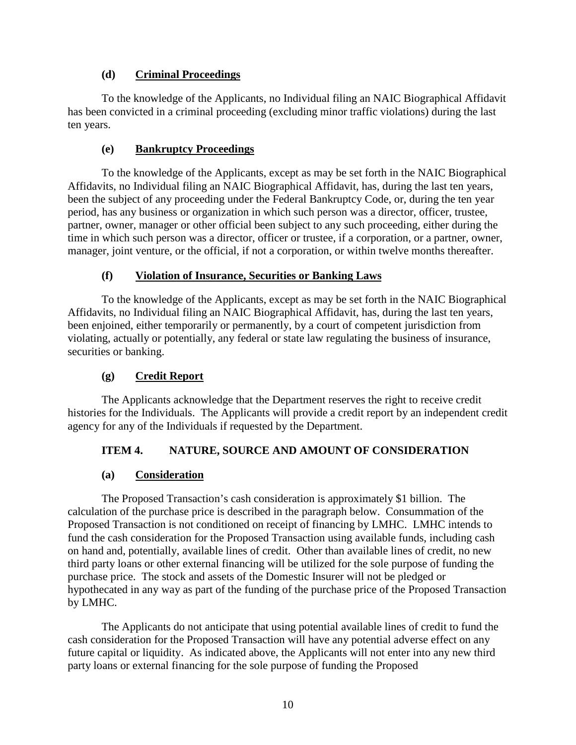### (d) Criminal Proceedings

To the knowledge of the Applicants, no Individual filing an NAIC Biographical Affidavit has been convicted in a criminal proceeding (excluding minor traffic violations) during the last ten years.

### (e) Bankruptcy Proceedings

To the knowledge of the Applicants, except as may be set forth in the NAIC Biographical Affidavits, no Individual filing an NAIC Biographical Affidavit, has, during the last ten years, been the subject of any proceeding under the Federal Bankruptcy Code, or, during the ten year period, has any business or organization in which such person was a director, officer, trustee, partner, owner, manager or other official been subject to any such proceeding, either during the time in which such person was a director, officer or trustee, if a corporation, or a partner, owner, manager, joint venture, or the official, if not a corporation, or within twelve months thereafter.

### (f) Violation of Insurance, Securities or Banking Laws

To the knowledge of the Applicants, except as may be set forth in the NAIC Biographical Affidavits, no Individual filing an NAIC Biographical Affidavit, has, during the last ten years, been enjoined, either temporarily or permanently, by a court of competent jurisdiction from violating, actually or potentially, any federal or state law regulating the business of insurance, securities or banking.

### (g) Credit Report

The Applicants acknowledge that the Department reserves the right to receive credit histories for the Individuals. The Applicants will provide a credit report by an independent credit agency for any of the Individuals if requested by the Department.

## ITEM 4. NATURE, SOURCE AND AMOUNT OF CONSIDERATION

### (a) Consideration

The Proposed Transaction's cash consideration is approximately $1 billion. The calculation of the purchase price is described in the paragraph below. Consummation of the Proposed Transaction is not conditioned on receipt of financing by LMHC. LMHC intends to fund the cash consideration for the Proposed Transaction using available funds, including cash on hand and, potentially, available lines of credit. Other than available lines of credit, no new third party loans or other external financing will be utilized for the sole purpose of funding the purchase price. The stock and assets of the Domestic Insurer will not be pledged or hypothecated in any way as part of the funding of the purchase price of the Proposed Transaction by LMHC.

The Applicants do not anticipate that using potential available lines of credit to fund the cash consideration for the Proposed Transaction will have any potential adverse effect on any future capital or liquidity. As indicated above, the Applicants will not enter into any new third party loans or external financing for the sole purpose of funding the Proposed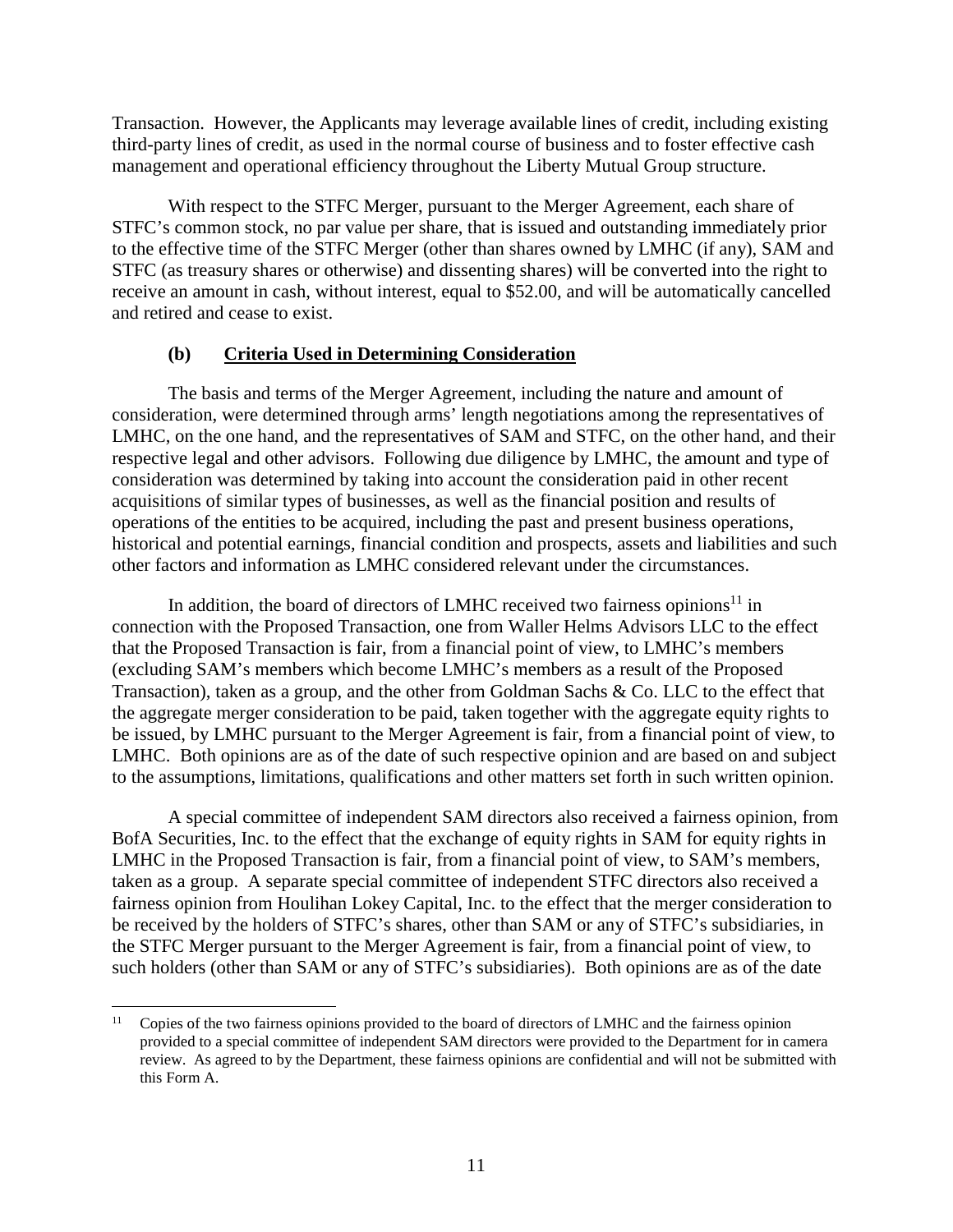Transaction. However, the Applicants may leverage available lines of credit, including existing third-party lines of credit, as used in the normal course of business and to foster effective cash management and operational efficiency throughout the Liberty Mutual Group structure.

With respect to the STFC Merger, pursuant to the Merger Agreement, each share of STFC's common stock, no par value per share, that is issued and outstanding immediately prior to the effective time of the STFC Merger (other than shares owned by LMHC (if any), SAM and STFC (as treasury shares or otherwise) and dissenting shares) will be converted into the right to receive an amount in cash, without interest, equal to $52.00, and will be automatically cancelled and retired and cease to exist.

### (b) Criteria Used in Determining Consideration

The basis and terms of the Merger Agreement, including the nature and amount of consideration, were determined through arms' length negotiations among the representatives of LMHC, on the one hand, and the representatives of SAM and STFC, on the other hand, and their respective legal and other advisors. Following due diligence by LMHC, the amount and type of consideration was determined by taking into account the consideration paid in other recent acquisitions of similar types of businesses, as well as the financial position and results of operations of the entities to be acquired, including the past and present business operations, historical and potential earnings, financial condition and prospects, assets and liabilities and such other factors and information as LMHC considered relevant under the circumstances.

In addition, the board of directors of LMHC received two fairness opinions[11] in connection with the Proposed Transaction, one from Waller Helms Advisors LLC to the effect that the Proposed Transaction is fair, from a financial point of view, to LMHC's members (excluding SAM's members which become LMHC's members as a result of the Proposed Transaction), taken as a group, and the other from Goldman Sachs & Co. LLC to the effect that the aggregate merger consideration to be paid, taken together with the aggregate equity rights to be issued, by LMHC pursuant to the Merger Agreement is fair, from a financial point of view, to LMHC. Both opinions are as of the date of such respective opinion and are based on and subject to the assumptions, limitations, qualifications and other matters set forth in such written opinion.

A special committee of independent SAM directors also received a fairness opinion, from BofA Securities, Inc. to the effect that the exchange of equity rights in SAM for equity rights in LMHC in the Proposed Transaction is fair, from a financial point of view, to SAM's members, taken as a group. A separate special committee of independent STFC directors also received a fairness opinion from Houlihan Lokey Capital, Inc. to the effect that the merger consideration to be received by the holders of STFC's shares, other than SAM or any of STFC's subsidiaries, in the STFC Merger pursuant to the Merger Agreement is fair, from a financial point of view, to such holders (other than SAM or any of STFC's subsidiaries). Both opinions are as of the date

[11] Copies of the two fairness opinions provided to the board of directors of LMHC and the fairness opinion provided to a special committee of independent SAM directors were provided to the Department for in camera review. As agreed to by the Department, these fairness opinions are confidential and will not be submitted with this Form A.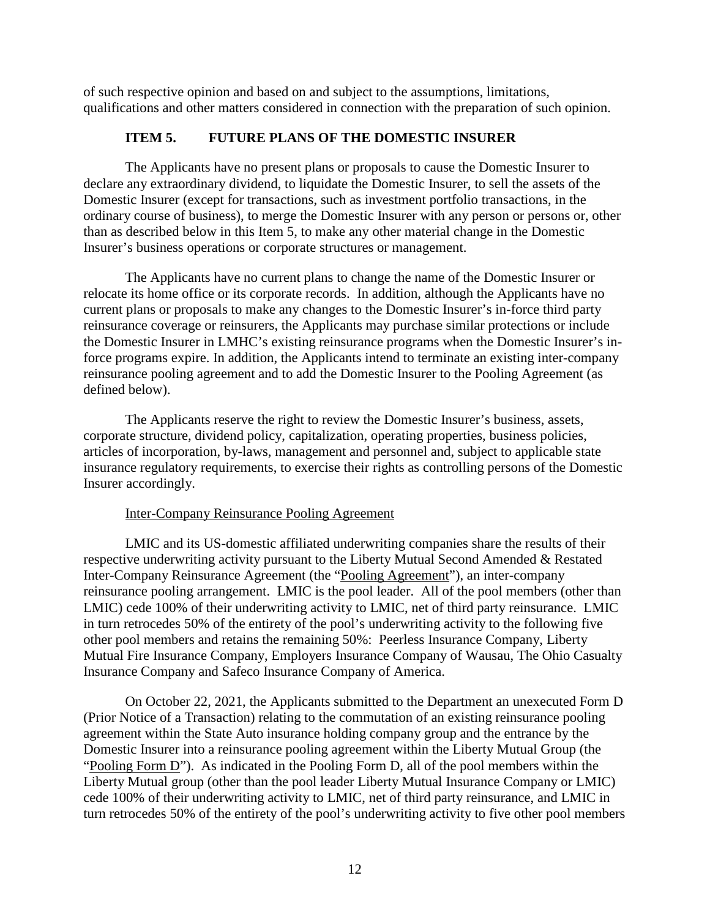of such respective opinion and based on and subject to the assumptions, limitations, qualifications and other matters considered in connection with the preparation of such opinion.

## ITEM 5. FUTURE PLANS OF THE DOMESTIC INSURER

The Applicants have no present plans or proposals to cause the Domestic Insurer to declare any extraordinary dividend, to liquidate the Domestic Insurer, to sell the assets of the Domestic Insurer (except for transactions, such as investment portfolio transactions, in the ordinary course of business), to merge the Domestic Insurer with any person or persons or, other than as described below in this Item 5, to make any other material change in the Domestic Insurer's business operations or corporate structures or management.

The Applicants have no current plans to change the name of the Domestic Insurer or relocate its home office or its corporate records. In addition, although the Applicants have no current plans or proposals to make any changes to the Domestic Insurer's in-force third party reinsurance coverage or reinsurers, the Applicants may purchase similar protections or include the Domestic Insurer in LMHC's existing reinsurance programs when the Domestic Insurer's in-force programs expire. In addition, the Applicants intend to terminate an existing inter-company reinsurance pooling agreement and to add the Domestic Insurer to the Pooling Agreement (as defined below).

The Applicants reserve the right to review the Domestic Insurer's business, assets, corporate structure, dividend policy, capitalization, operating properties, business policies, articles of incorporation, by-laws, management and personnel and, subject to applicable state insurance regulatory requirements, to exercise their rights as controlling persons of the Domestic Insurer accordingly.

Inter-Company Reinsurance Pooling Agreement

LMIC and its US-domestic affiliated underwriting companies share the results of their respective underwriting activity pursuant to the Liberty Mutual Second Amended & Restated Inter-Company Reinsurance Agreement (the "Pooling Agreement"), an inter-company reinsurance pooling arrangement. LMIC is the pool leader. All of the pool members (other than LMIC) cede 100% of their underwriting activity to LMIC, net of third party reinsurance. LMIC in turn retrocedes 50% of the entirety of the pool's underwriting activity to the following five other pool members and retains the remaining 50%: Peerless Insurance Company, Liberty Mutual Fire Insurance Company, Employers Insurance Company of Wausau, The Ohio Casualty Insurance Company and Safeco Insurance Company of America.

On October 22, 2021, the Applicants submitted to the Department an unexecuted Form D (Prior Notice of a Transaction) relating to the commutation of an existing reinsurance pooling agreement within the State Auto insurance holding company group and the entrance by the Domestic Insurer into a reinsurance pooling agreement within the Liberty Mutual Group (the "Pooling Form D"). As indicated in the Pooling Form D, all of the pool members within the Liberty Mutual group (other than the pool leader Liberty Mutual Insurance Company or LMIC) cede 100% of their underwriting activity to LMIC, net of third party reinsurance, and LMIC in turn retrocedes 50% of the entirety of the pool's underwriting activity to five other pool members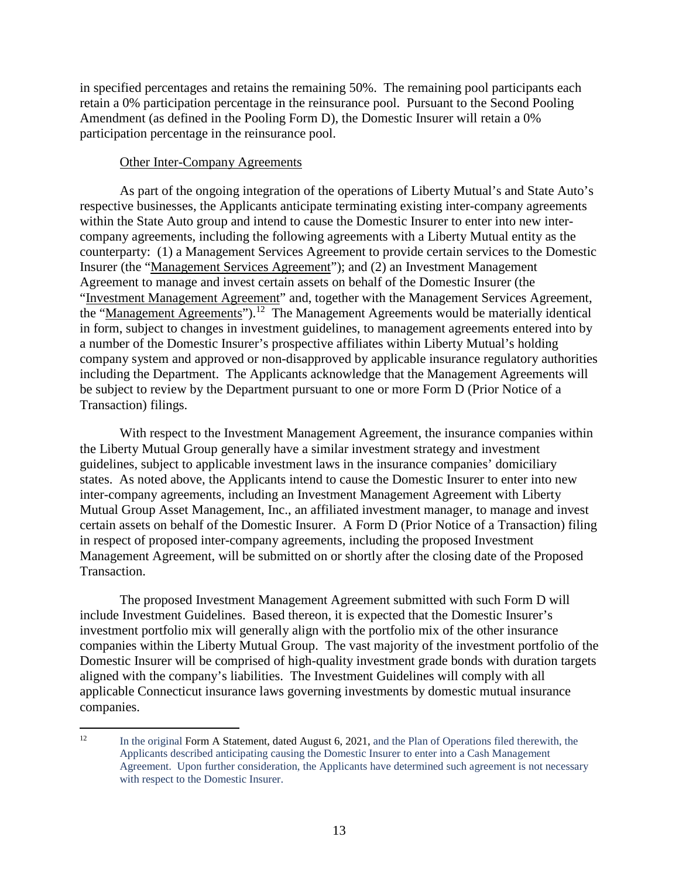in specified percentages and retains the remaining 50%. The remaining pool participants each retain a 0% participation percentage in the reinsurance pool. Pursuant to the Second Pooling Amendment (as defined in the Pooling Form D), the Domestic Insurer will retain a 0% participation percentage in the reinsurance pool.

Other Inter-Company Agreements

As part of the ongoing integration of the operations of Liberty Mutual's and State Auto's respective businesses, the Applicants anticipate terminating existing inter-company agreements within the State Auto group and intend to cause the Domestic Insurer to enter into new inter-company agreements, including the following agreements with a Liberty Mutual entity as the counterparty: (1) a Management Services Agreement to provide certain services to the Domestic Insurer (the "Management Services Agreement"); and (2) an Investment Management Agreement to manage and invest certain assets on behalf of the Domestic Insurer (the "Investment Management Agreement" and, together with the Management Services Agreement, the "Management Agreements").[12] The Management Agreements would be materially identical in form, subject to changes in investment guidelines, to management agreements entered into by a number of the Domestic Insurer's prospective affiliates within Liberty Mutual's holding company system and approved or non-disapproved by applicable insurance regulatory authorities including the Department. The Applicants acknowledge that the Management Agreements will be subject to review by the Department pursuant to one or more Form D (Prior Notice of a Transaction) filings.

With respect to the Investment Management Agreement, the insurance companies within the Liberty Mutual Group generally have a similar investment strategy and investment guidelines, subject to applicable investment laws in the insurance companies' domiciliary states. As noted above, the Applicants intend to cause the Domestic Insurer to enter into new inter-company agreements, including an Investment Management Agreement with Liberty Mutual Group Asset Management, Inc., an affiliated investment manager, to manage and invest certain assets on behalf of the Domestic Insurer. A Form D (Prior Notice of a Transaction) filing in respect of proposed inter-company agreements, including the proposed Investment Management Agreement, will be submitted on or shortly after the closing date of the Proposed Transaction.

The proposed Investment Management Agreement submitted with such Form D will include Investment Guidelines. Based thereon, it is expected that the Domestic Insurer's investment portfolio mix will generally align with the portfolio mix of the other insurance companies within the Liberty Mutual Group. The vast majority of the investment portfolio of the Domestic Insurer will be comprised of high-quality investment grade bonds with duration targets aligned with the company's liabilities. The Investment Guidelines will comply with all applicable Connecticut insurance laws governing investments by domestic mutual insurance companies.

---

[12] In the original Form A Statement, dated August 6, 2021, and the Plan of Operations filed therewith, the Applicants described anticipating causing the Domestic Insurer to enter into a Cash Management Agreement. Upon further consideration, the Applicants have determined such agreement is not necessary with respect to the Domestic Insurer.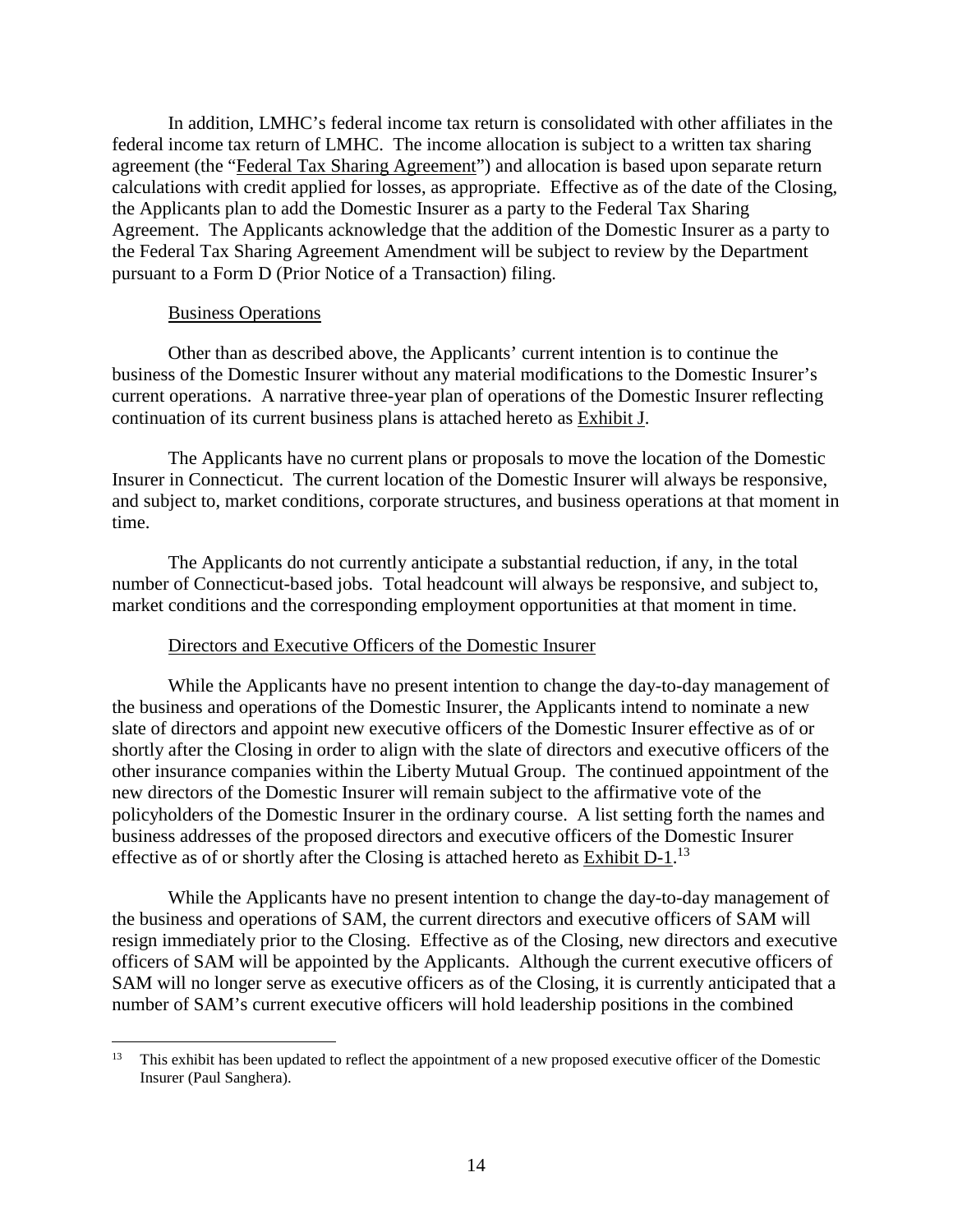In addition, LMHC's federal income tax return is consolidated with other affiliates in the federal income tax return of LMHC. The income allocation is subject to a written tax sharing agreement (the "Federal Tax Sharing Agreement") and allocation is based upon separate return calculations with credit applied for losses, as appropriate. Effective as of the date of the Closing, the Applicants plan to add the Domestic Insurer as a party to the Federal Tax Sharing Agreement. The Applicants acknowledge that the addition of the Domestic Insurer as a party to the Federal Tax Sharing Agreement Amendment will be subject to review by the Department pursuant to a Form D (Prior Notice of a Transaction) filing.

Business Operations

Other than as described above, the Applicants' current intention is to continue the business of the Domestic Insurer without any material modifications to the Domestic Insurer's current operations. A narrative three-year plan of operations of the Domestic Insurer reflecting continuation of its current business plans is attached hereto as Exhibit J.

The Applicants have no current plans or proposals to move the location of the Domestic Insurer in Connecticut. The current location of the Domestic Insurer will always be responsive, and subject to, market conditions, corporate structures, and business operations at that moment in time.

The Applicants do not currently anticipate a substantial reduction, if any, in the total number of Connecticut-based jobs. Total headcount will always be responsive, and subject to, market conditions and the corresponding employment opportunities at that moment in time.

Directors and Executive Officers of the Domestic Insurer

While the Applicants have no present intention to change the day-to-day management of the business and operations of the Domestic Insurer, the Applicants intend to nominate a new slate of directors and appoint new executive officers of the Domestic Insurer effective as of or shortly after the Closing in order to align with the slate of directors and executive officers of the other insurance companies within the Liberty Mutual Group. The continued appointment of the new directors of the Domestic Insurer will remain subject to the affirmative vote of the policyholders of the Domestic Insurer in the ordinary course. A list setting forth the names and business addresses of the proposed directors and executive officers of the Domestic Insurer effective as of or shortly after the Closing is attached hereto as Exhibit D-1.[13]

While the Applicants have no present intention to change the day-to-day management of the business and operations of SAM, the current directors and executive officers of SAM will resign immediately prior to the Closing. Effective as of the Closing, new directors and executive officers of SAM will be appointed by the Applicants. Although the current executive officers of SAM will no longer serve as executive officers as of the Closing, it is currently anticipated that a number of SAM's current executive officers will hold leadership positions in the combined

[13] This exhibit has been updated to reflect the appointment of a new proposed executive officer of the Domestic Insurer (Paul Sanghera).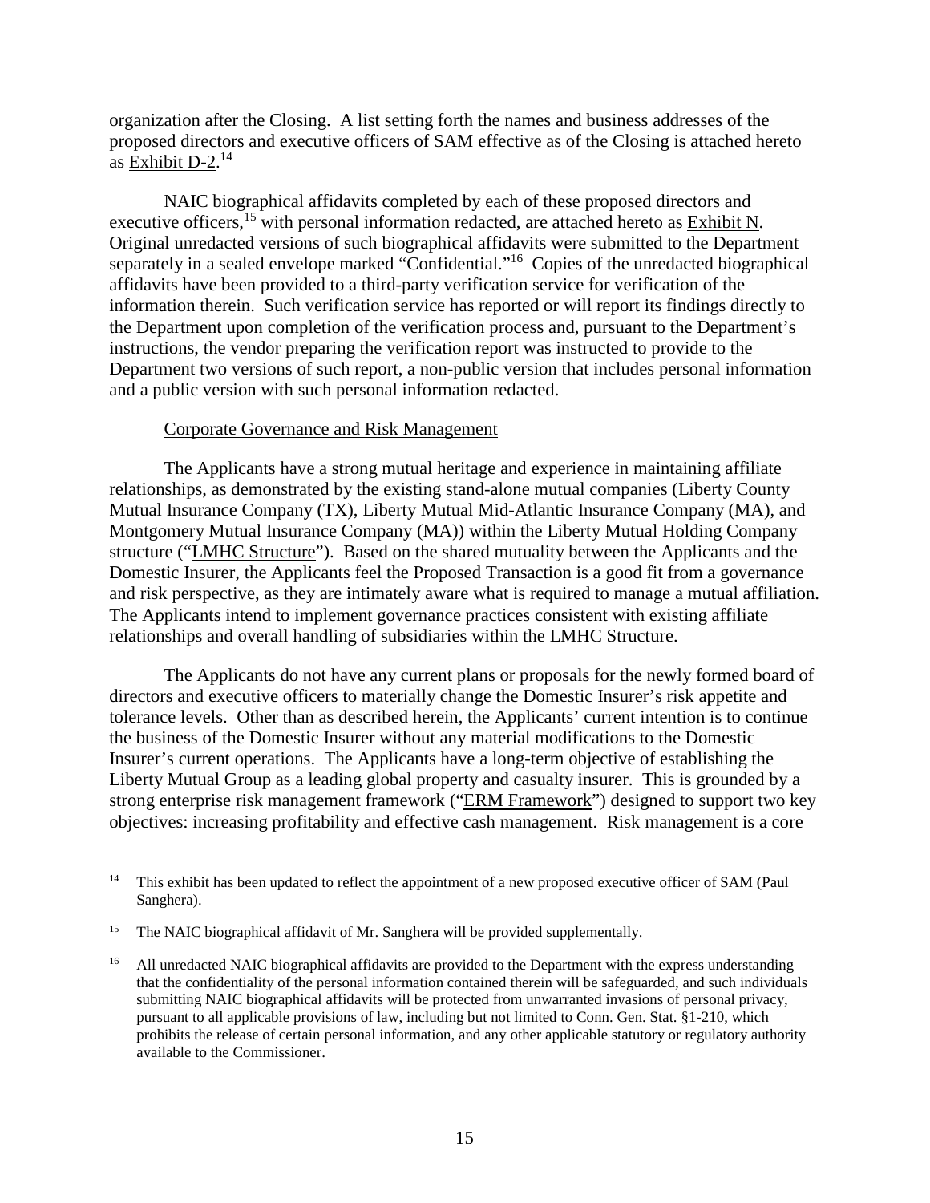organization after the Closing. A list setting forth the names and business addresses of the proposed directors and executive officers of SAM effective as of the Closing is attached hereto as Exhibit D-2.[14]

NAIC biographical affidavits completed by each of these proposed directors and executive officers,[15] with personal information redacted, are attached hereto as Exhibit N. Original unredacted versions of such biographical affidavits were submitted to the Department separately in a sealed envelope marked "Confidential."[16] Copies of the unredacted biographical affidavits have been provided to a third-party verification service for verification of the information therein. Such verification service has reported or will report its findings directly to the Department upon completion of the verification process and, pursuant to the Department's instructions, the vendor preparing the verification report was instructed to provide to the Department two versions of such report, a non-public version that includes personal information and a public version with such personal information redacted.

Corporate Governance and Risk Management

The Applicants have a strong mutual heritage and experience in maintaining affiliate relationships, as demonstrated by the existing stand-alone mutual companies (Liberty County Mutual Insurance Company (TX), Liberty Mutual Mid-Atlantic Insurance Company (MA), and Montgomery Mutual Insurance Company (MA)) within the Liberty Mutual Holding Company structure ("LMHC Structure"). Based on the shared mutuality between the Applicants and the Domestic Insurer, the Applicants feel the Proposed Transaction is a good fit from a governance and risk perspective, as they are intimately aware what is required to manage a mutual affiliation. The Applicants intend to implement governance practices consistent with existing affiliate relationships and overall handling of subsidiaries within the LMHC Structure.

The Applicants do not have any current plans or proposals for the newly formed board of directors and executive officers to materially change the Domestic Insurer's risk appetite and tolerance levels. Other than as described herein, the Applicants' current intention is to continue the business of the Domestic Insurer without any material modifications to the Domestic Insurer's current operations. The Applicants have a long-term objective of establishing the Liberty Mutual Group as a leading global property and casualty insurer. This is grounded by a strong enterprise risk management framework ("ERM Framework") designed to support two key objectives: increasing profitability and effective cash management. Risk management is a core

---

[14] This exhibit has been updated to reflect the appointment of a new proposed executive officer of SAM (Paul Sanghera).

[15] The NAIC biographical affidavit of Mr. Sanghera will be provided supplementally.

[16] All unredacted NAIC biographical affidavits are provided to the Department with the express understanding that the confidentiality of the personal information contained therein will be safeguarded, and such individuals submitting NAIC biographical affidavits will be protected from unwarranted invasions of personal privacy, pursuant to all applicable provisions of law, including but not limited to Conn. Gen. Stat. §1-210, which prohibits the release of certain personal information, and any other applicable statutory or regulatory authority available to the Commissioner.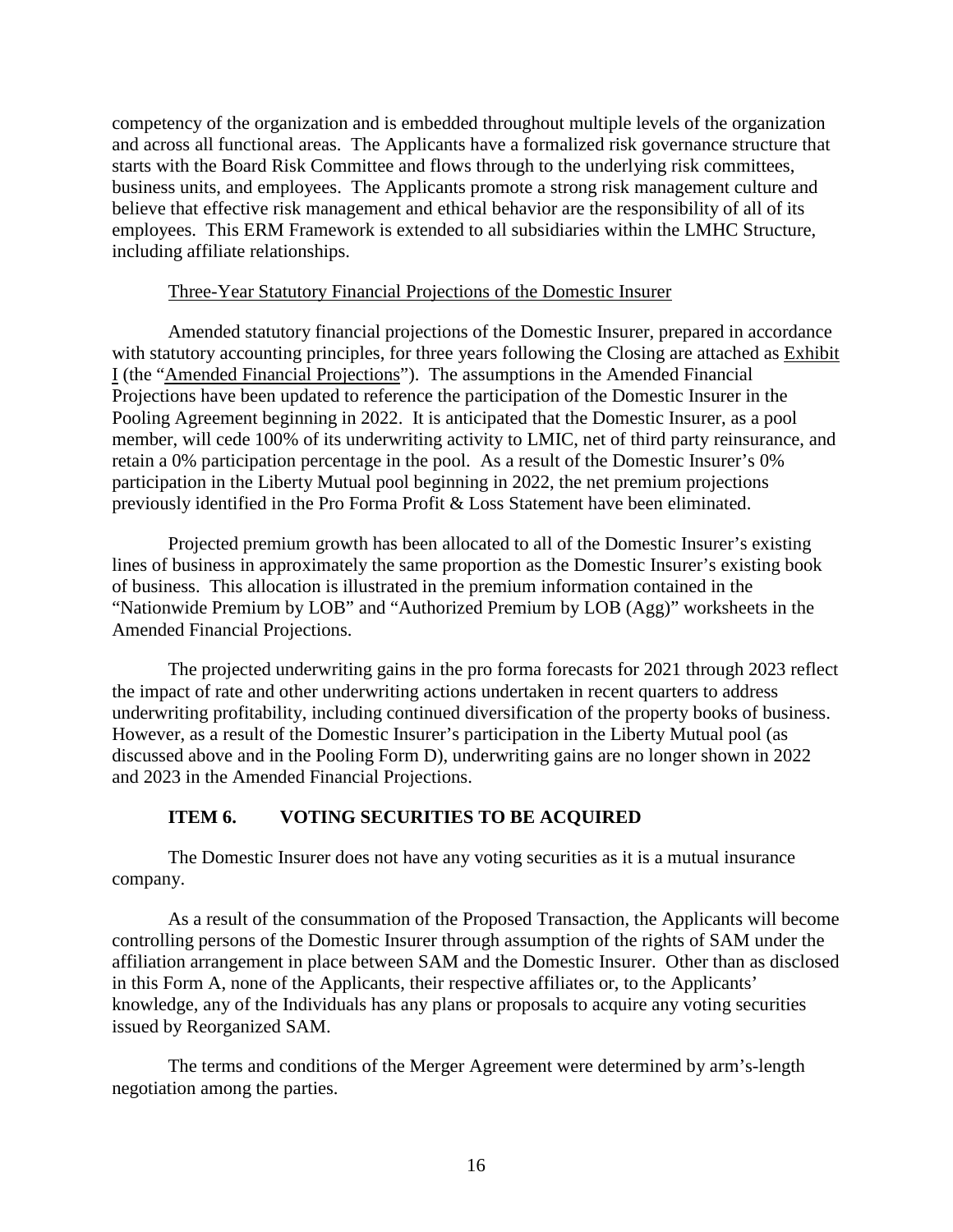competency of the organization and is embedded throughout multiple levels of the organization and across all functional areas. The Applicants have a formalized risk governance structure that starts with the Board Risk Committee and flows through to the underlying risk committees, business units, and employees. The Applicants promote a strong risk management culture and believe that effective risk management and ethical behavior are the responsibility of all of its employees. This ERM Framework is extended to all subsidiaries within the LMHC Structure, including affiliate relationships.

Three-Year Statutory Financial Projections of the Domestic Insurer

Amended statutory financial projections of the Domestic Insurer, prepared in accordance with statutory accounting principles, for three years following the Closing are attached as Exhibit I (the "Amended Financial Projections"). The assumptions in the Amended Financial Projections have been updated to reference the participation of the Domestic Insurer in the Pooling Agreement beginning in 2022. It is anticipated that the Domestic Insurer, as a pool member, will cede 100% of its underwriting activity to LMIC, net of third party reinsurance, and retain a 0% participation percentage in the pool. As a result of the Domestic Insurer's 0% participation in the Liberty Mutual pool beginning in 2022, the net premium projections previously identified in the Pro Forma Profit & Loss Statement have been eliminated.

Projected premium growth has been allocated to all of the Domestic Insurer's existing lines of business in approximately the same proportion as the Domestic Insurer's existing book of business. This allocation is illustrated in the premium information contained in the "Nationwide Premium by LOB" and "Authorized Premium by LOB (Agg)" worksheets in the Amended Financial Projections.

The projected underwriting gains in the pro forma forecasts for 2021 through 2023 reflect the impact of rate and other underwriting actions undertaken in recent quarters to address underwriting profitability, including continued diversification of the property books of business. However, as a result of the Domestic Insurer's participation in the Liberty Mutual pool (as discussed above and in the Pooling Form D), underwriting gains are no longer shown in 2022 and 2023 in the Amended Financial Projections.

## ITEM 6. VOTING SECURITIES TO BE ACQUIRED

The Domestic Insurer does not have any voting securities as it is a mutual insurance company.

As a result of the consummation of the Proposed Transaction, the Applicants will become controlling persons of the Domestic Insurer through assumption of the rights of SAM under the affiliation arrangement in place between SAM and the Domestic Insurer. Other than as disclosed in this Form A, none of the Applicants, their respective affiliates or, to the Applicants' knowledge, any of the Individuals has any plans or proposals to acquire any voting securities issued by Reorganized SAM.

The terms and conditions of the Merger Agreement were determined by arm's-length negotiation among the parties.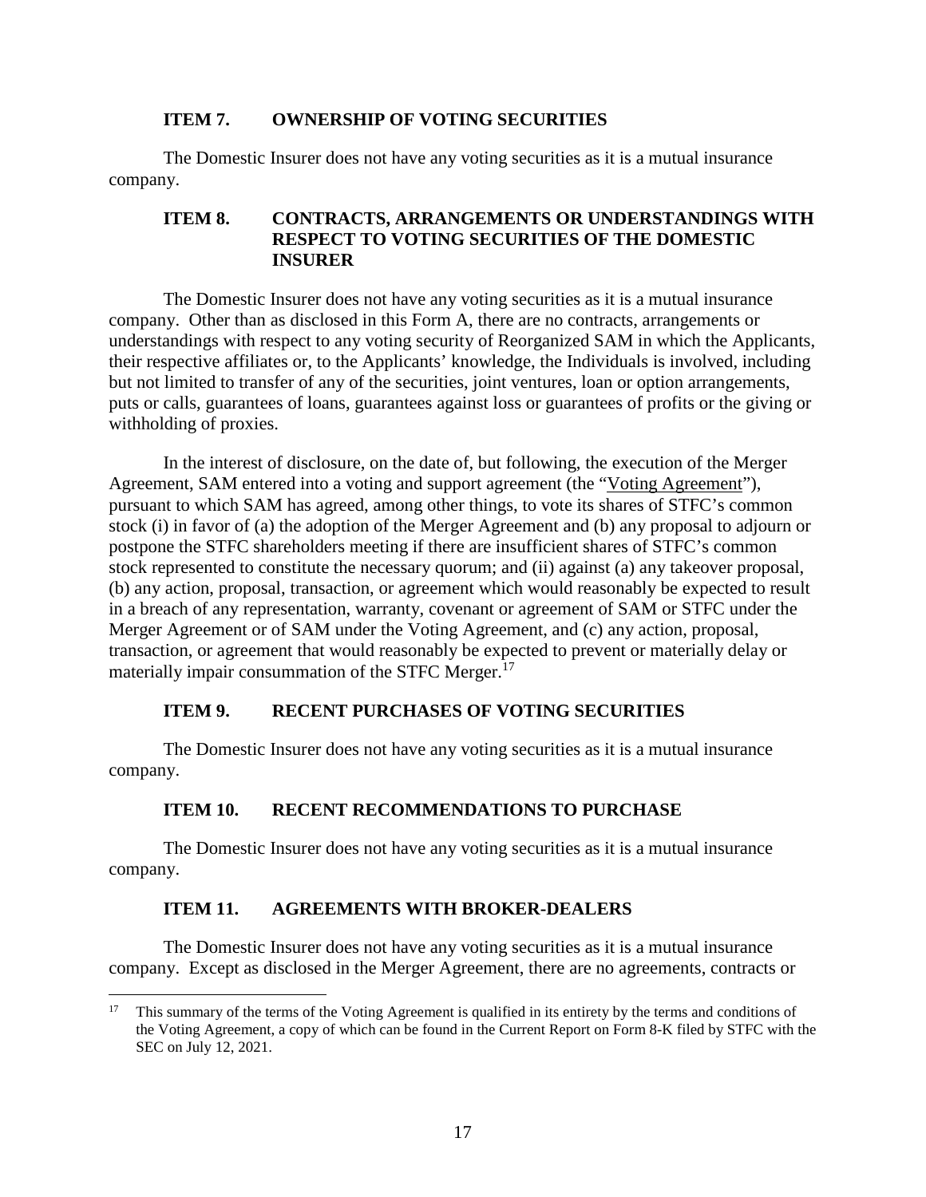### ITEM 7. OWNERSHIP OF VOTING SECURITIES

The Domestic Insurer does not have any voting securities as it is a mutual insurance company.

### ITEM 8. CONTRACTS, ARRANGEMENTS OR UNDERSTANDINGS WITH RESPECT TO VOTING SECURITIES OF THE DOMESTIC INSURER

The Domestic Insurer does not have any voting securities as it is a mutual insurance company. Other than as disclosed in this Form A, there are no contracts, arrangements or understandings with respect to any voting security of Reorganized SAM in which the Applicants, their respective affiliates or, to the Applicants' knowledge, the Individuals is involved, including but not limited to transfer of any of the securities, joint ventures, loan or option arrangements, puts or calls, guarantees of loans, guarantees against loss or guarantees of profits or the giving or withholding of proxies.

In the interest of disclosure, on the date of, but following, the execution of the Merger Agreement, SAM entered into a voting and support agreement (the "Voting Agreement"), pursuant to which SAM has agreed, among other things, to vote its shares of STFC's common stock (i) in favor of (a) the adoption of the Merger Agreement and (b) any proposal to adjourn or postpone the STFC shareholders meeting if there are insufficient shares of STFC's common stock represented to constitute the necessary quorum; and (ii) against (a) any takeover proposal, (b) any action, proposal, transaction, or agreement which would reasonably be expected to result in a breach of any representation, warranty, covenant or agreement of SAM or STFC under the Merger Agreement or of SAM under the Voting Agreement, and (c) any action, proposal, transaction, or agreement that would reasonably be expected to prevent or materially delay or materially impair consummation of the STFC Merger.[17]

### ITEM 9. RECENT PURCHASES OF VOTING SECURITIES

The Domestic Insurer does not have any voting securities as it is a mutual insurance company.

### ITEM 10. RECENT RECOMMENDATIONS TO PURCHASE

The Domestic Insurer does not have any voting securities as it is a mutual insurance company.

### ITEM 11. AGREEMENTS WITH BROKER-DEALERS

The Domestic Insurer does not have any voting securities as it is a mutual insurance company. Except as disclosed in the Merger Agreement, there are no agreements, contracts or

---

[17] This summary of the terms of the Voting Agreement is qualified in its entirety by the terms and conditions of the Voting Agreement, a copy of which can be found in the Current Report on Form 8-K filed by STFC with the SEC on July 12, 2021.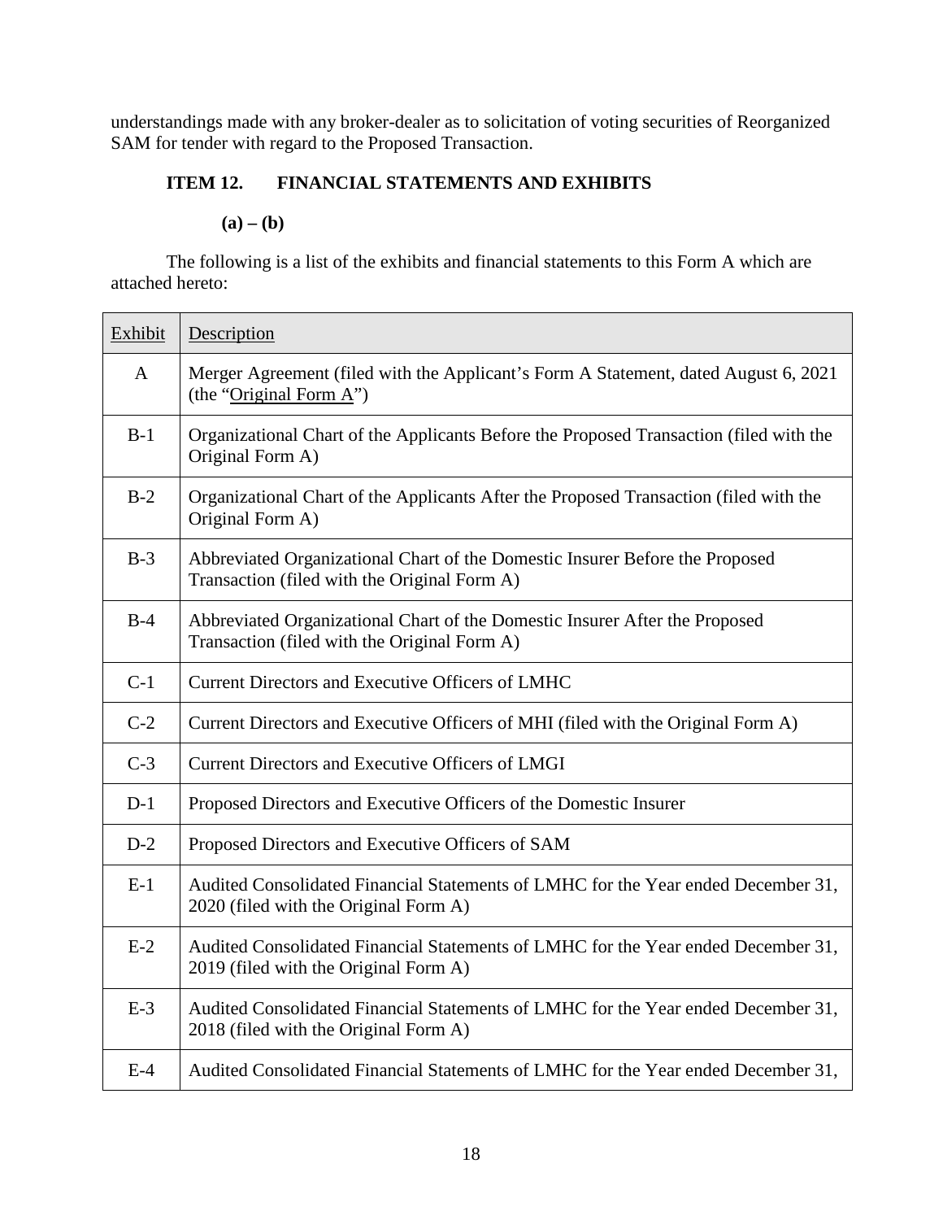understandings made with any broker-dealer as to solicitation of voting securities of Reorganized SAM for tender with regard to the Proposed Transaction.

## ITEM 12. FINANCIAL STATEMENTS AND EXHIBITS

**(a) – (b)**

The following is a list of the exhibits and financial statements to this Form A which are attached hereto:

| Exhibit | Description |
|---|---|
| A | Merger Agreement (filed with the Applicant's Form A Statement, dated August 6, 2021 (the "Original Form A") |
| B-1 | Organizational Chart of the Applicants Before the Proposed Transaction (filed with the Original Form A) |
| B-2 | Organizational Chart of the Applicants After the Proposed Transaction (filed with the Original Form A) |
| B-3 | Abbreviated Organizational Chart of the Domestic Insurer Before the Proposed Transaction (filed with the Original Form A) |
| B-4 | Abbreviated Organizational Chart of the Domestic Insurer After the Proposed Transaction (filed with the Original Form A) |
| C-1 | Current Directors and Executive Officers of LMHC |
| C-2 | Current Directors and Executive Officers of MHI (filed with the Original Form A) |
| C-3 | Current Directors and Executive Officers of LMGI |
| D-1 | Proposed Directors and Executive Officers of the Domestic Insurer |
| D-2 | Proposed Directors and Executive Officers of SAM |
| E-1 | Audited Consolidated Financial Statements of LMHC for the Year ended December 31, 2020 (filed with the Original Form A) |
| E-2 | Audited Consolidated Financial Statements of LMHC for the Year ended December 31, 2019 (filed with the Original Form A) |
| E-3 | Audited Consolidated Financial Statements of LMHC for the Year ended December 31, 2018 (filed with the Original Form A) |
| E-4 | Audited Consolidated Financial Statements of LMHC for the Year ended December 31, |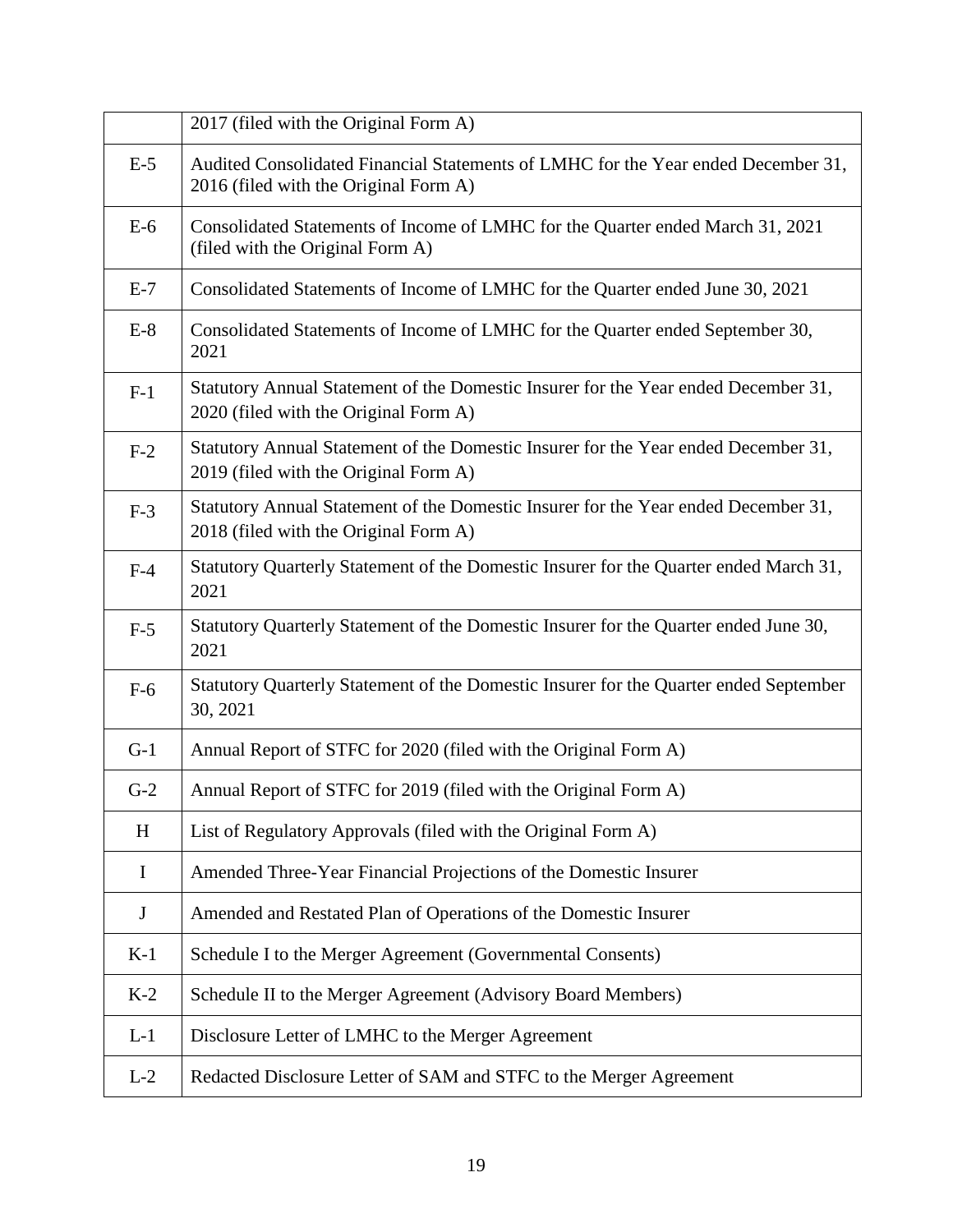| | |
|---|---|
| | 2017 (filed with the Original Form A) |
| E-5 | Audited Consolidated Financial Statements of LMHC for the Year ended December 31, 2016 (filed with the Original Form A) |
| E-6 | Consolidated Statements of Income of LMHC for the Quarter ended March 31, 2021 (filed with the Original Form A) |
| E-7 | Consolidated Statements of Income of LMHC for the Quarter ended June 30, 2021 |
| E-8 | Consolidated Statements of Income of LMHC for the Quarter ended September 30, 2021 |
| F-1 | Statutory Annual Statement of the Domestic Insurer for the Year ended December 31, 2020 (filed with the Original Form A) |
| F-2 | Statutory Annual Statement of the Domestic Insurer for the Year ended December 31, 2019 (filed with the Original Form A) |
| F-3 | Statutory Annual Statement of the Domestic Insurer for the Year ended December 31, 2018 (filed with the Original Form A) |
| F-4 | Statutory Quarterly Statement of the Domestic Insurer for the Quarter ended March 31, 2021 |
| F-5 | Statutory Quarterly Statement of the Domestic Insurer for the Quarter ended June 30, 2021 |
| F-6 | Statutory Quarterly Statement of the Domestic Insurer for the Quarter ended September 30, 2021 |
| G-1 | Annual Report of STFC for 2020 (filed with the Original Form A) |
| G-2 | Annual Report of STFC for 2019 (filed with the Original Form A) |
| H | List of Regulatory Approvals (filed with the Original Form A) |
| I | Amended Three-Year Financial Projections of the Domestic Insurer |
| J | Amended and Restated Plan of Operations of the Domestic Insurer |
| K-1 | Schedule I to the Merger Agreement (Governmental Consents) |
| K-2 | Schedule II to the Merger Agreement (Advisory Board Members) |
| L-1 | Disclosure Letter of LMHC to the Merger Agreement |
| L-2 | Redacted Disclosure Letter of SAM and STFC to the Merger Agreement |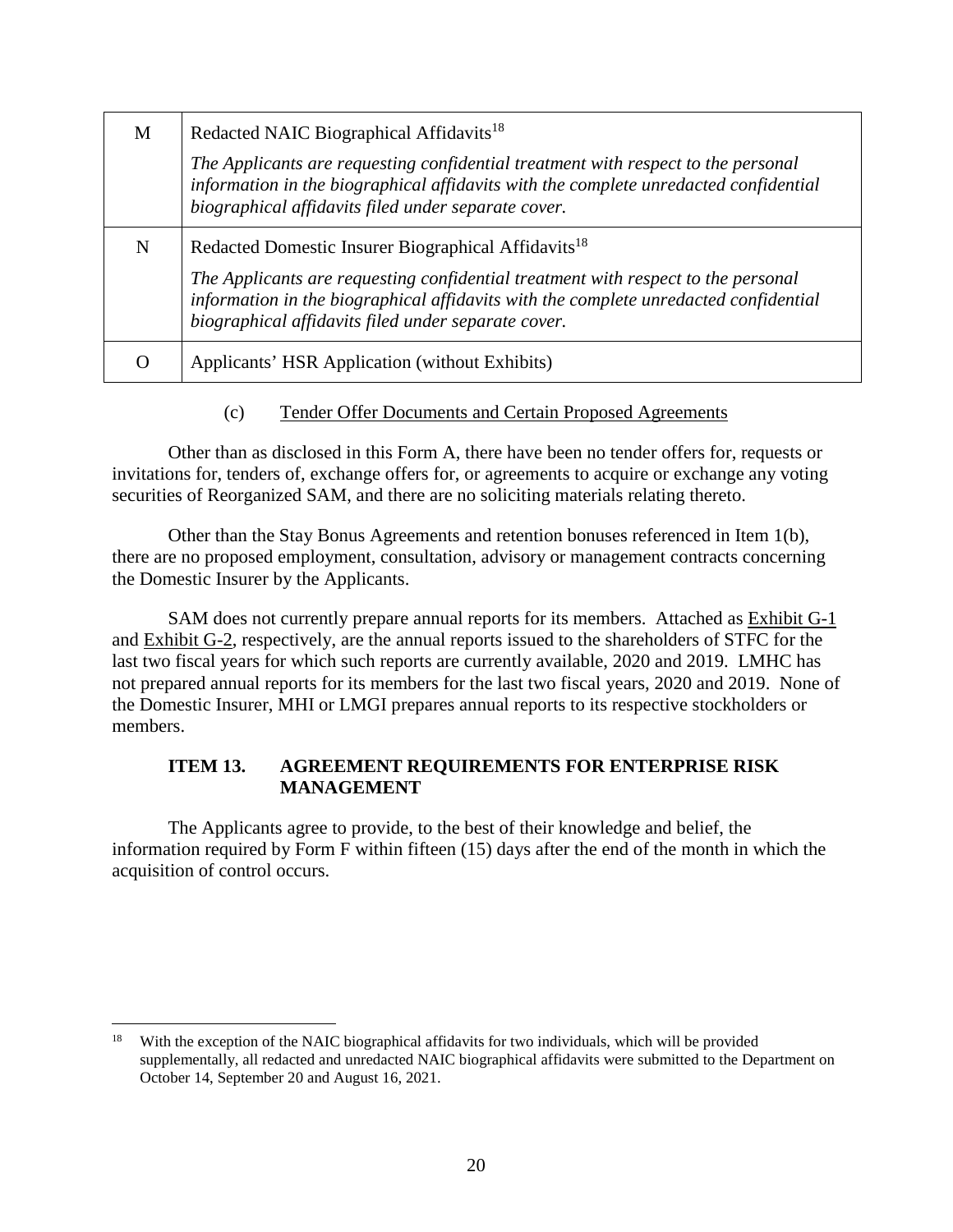| | |
|---|---|
| M | Redacted NAIC Biographical Affidavits[18]<br><br>*The Applicants are requesting confidential treatment with respect to the personal information in the biographical affidavits with the complete unredacted confidential biographical affidavits filed under separate cover.* |
| N | Redacted Domestic Insurer Biographical Affidavits[18]<br><br>*The Applicants are requesting confidential treatment with respect to the personal information in the biographical affidavits with the complete unredacted confidential biographical affidavits filed under separate cover.* |
| O | Applicants' HSR Application (without Exhibits) |

(c) Tender Offer Documents and Certain Proposed Agreements

Other than as disclosed in this Form A, there have been no tender offers for, requests or invitations for, tenders of, exchange offers for, or agreements to acquire or exchange any voting securities of Reorganized SAM, and there are no soliciting materials relating thereto.

Other than the Stay Bonus Agreements and retention bonuses referenced in Item 1(b), there are no proposed employment, consultation, advisory or management contracts concerning the Domestic Insurer by the Applicants.

SAM does not currently prepare annual reports for its members. Attached as Exhibit G-1 and Exhibit G-2, respectively, are the annual reports issued to the shareholders of STFC for the last two fiscal years for which such reports are currently available, 2020 and 2019. LMHC has not prepared annual reports for its members for the last two fiscal years, 2020 and 2019. None of the Domestic Insurer, MHI or LMGI prepares annual reports to its respective stockholders or members.

**ITEM 13. AGREEMENT REQUIREMENTS FOR ENTERPRISE RISK MANAGEMENT**

The Applicants agree to provide, to the best of their knowledge and belief, the information required by Form F within fifteen (15) days after the end of the month in which the acquisition of control occurs.

---

[18] With the exception of the NAIC biographical affidavits for two individuals, which will be provided supplementally, all redacted and unredacted NAIC biographical affidavits were submitted to the Department on October 14, September 20 and August 16, 2021.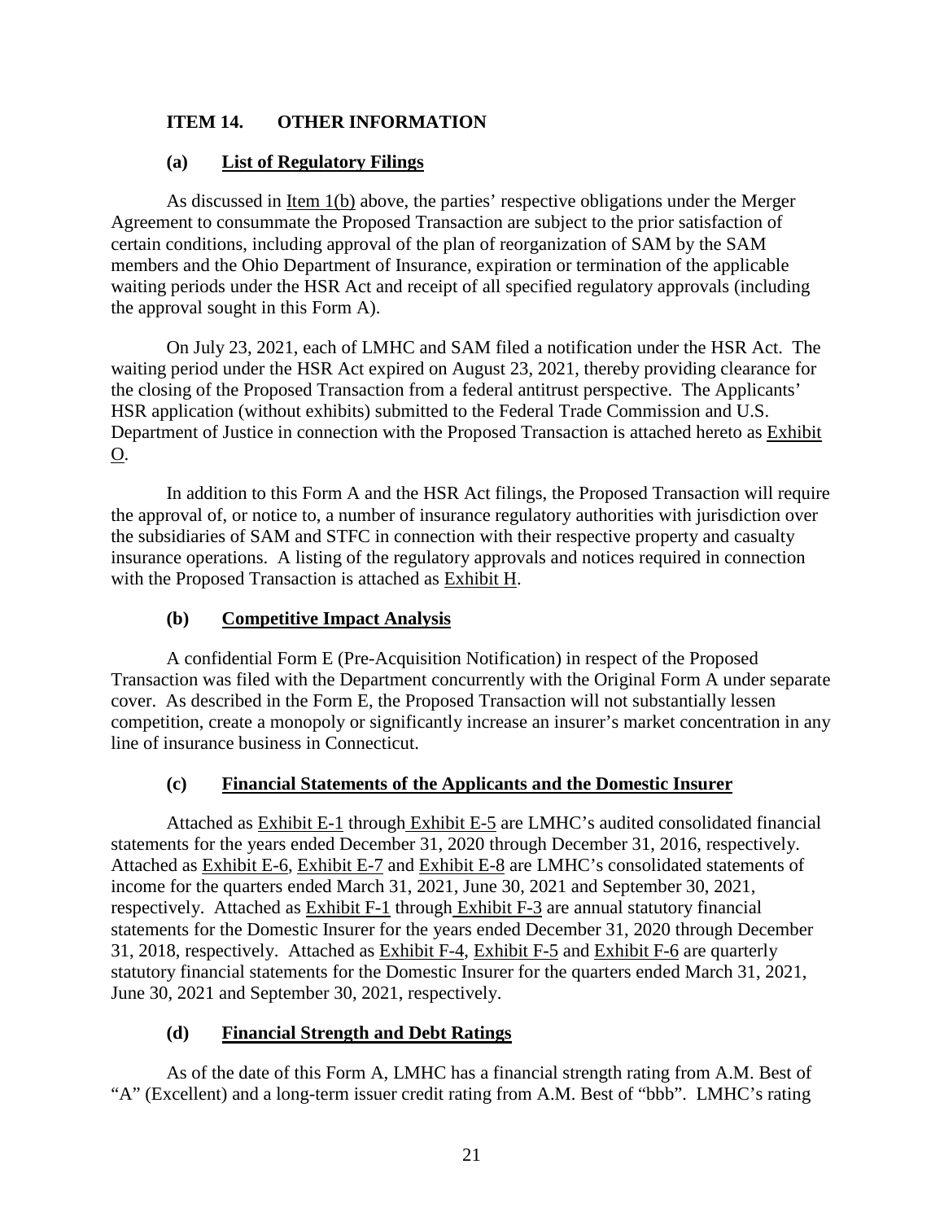## ITEM 14. OTHER INFORMATION

### (a) List of Regulatory Filings

As discussed in Item 1(b) above, the parties' respective obligations under the Merger Agreement to consummate the Proposed Transaction are subject to the prior satisfaction of certain conditions, including approval of the plan of reorganization of SAM by the SAM members and the Ohio Department of Insurance, expiration or termination of the applicable waiting periods under the HSR Act and receipt of all specified regulatory approvals (including the approval sought in this Form A).

On July 23, 2021, each of LMHC and SAM filed a notification under the HSR Act. The waiting period under the HSR Act expired on August 23, 2021, thereby providing clearance for the closing of the Proposed Transaction from a federal antitrust perspective. The Applicants' HSR application (without exhibits) submitted to the Federal Trade Commission and U.S. Department of Justice in connection with the Proposed Transaction is attached hereto as Exhibit O.

In addition to this Form A and the HSR Act filings, the Proposed Transaction will require the approval of, or notice to, a number of insurance regulatory authorities with jurisdiction over the subsidiaries of SAM and STFC in connection with their respective property and casualty insurance operations. A listing of the regulatory approvals and notices required in connection with the Proposed Transaction is attached as Exhibit H.

### (b) Competitive Impact Analysis

A confidential Form E (Pre-Acquisition Notification) in respect of the Proposed Transaction was filed with the Department concurrently with the Original Form A under separate cover. As described in the Form E, the Proposed Transaction will not substantially lessen competition, create a monopoly or significantly increase an insurer's market concentration in any line of insurance business in Connecticut.

### (c) Financial Statements of the Applicants and the Domestic Insurer

Attached as Exhibit E-1 through Exhibit E-5 are LMHC's audited consolidated financial statements for the years ended December 31, 2020 through December 31, 2016, respectively. Attached as Exhibit E-6, Exhibit E-7 and Exhibit E-8 are LMHC's consolidated statements of income for the quarters ended March 31, 2021, June 30, 2021 and September 30, 2021, respectively. Attached as Exhibit F-1 through Exhibit F-3 are annual statutory financial statements for the Domestic Insurer for the years ended December 31, 2020 through December 31, 2018, respectively. Attached as Exhibit F-4, Exhibit F-5 and Exhibit F-6 are quarterly statutory financial statements for the Domestic Insurer for the quarters ended March 31, 2021, June 30, 2021 and September 30, 2021, respectively.

### (d) Financial Strength and Debt Ratings

As of the date of this Form A, LMHC has a financial strength rating from A.M. Best of "A" (Excellent) and a long-term issuer credit rating from A.M. Best of "bbb". LMHC's rating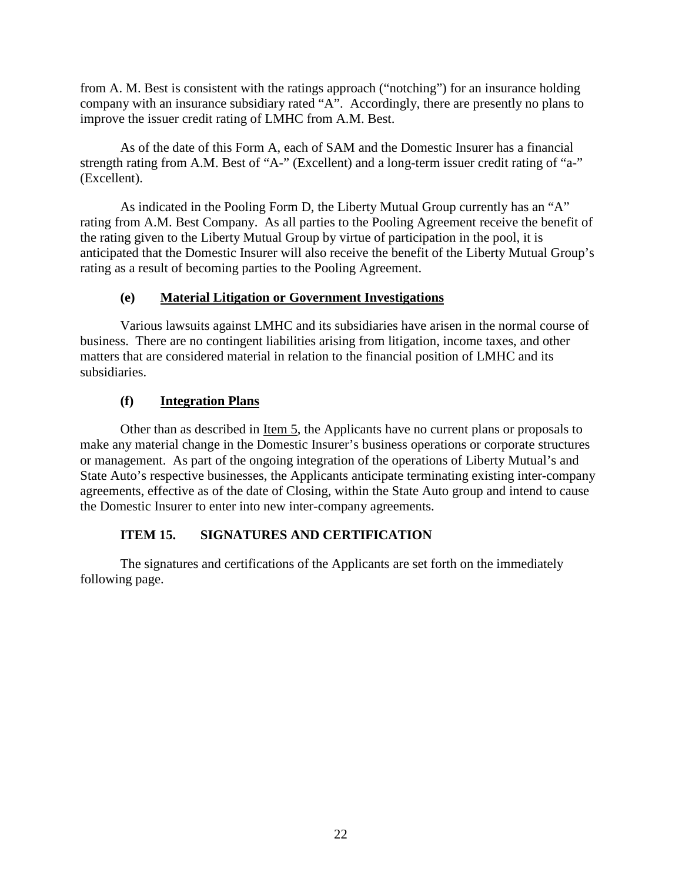from A. M. Best is consistent with the ratings approach ("notching") for an insurance holding company with an insurance subsidiary rated "A". Accordingly, there are presently no plans to improve the issuer credit rating of LMHC from A.M. Best.

As of the date of this Form A, each of SAM and the Domestic Insurer has a financial strength rating from A.M. Best of "A-" (Excellent) and a long-term issuer credit rating of "a-" (Excellent).

As indicated in the Pooling Form D, the Liberty Mutual Group currently has an "A" rating from A.M. Best Company. As all parties to the Pooling Agreement receive the benefit of the rating given to the Liberty Mutual Group by virtue of participation in the pool, it is anticipated that the Domestic Insurer will also receive the benefit of the Liberty Mutual Group's rating as a result of becoming parties to the Pooling Agreement.

### (e) Material Litigation or Government Investigations

Various lawsuits against LMHC and its subsidiaries have arisen in the normal course of business. There are no contingent liabilities arising from litigation, income taxes, and other matters that are considered material in relation to the financial position of LMHC and its subsidiaries.

### (f) Integration Plans

Other than as described in Item 5, the Applicants have no current plans or proposals to make any material change in the Domestic Insurer's business operations or corporate structures or management. As part of the ongoing integration of the operations of Liberty Mutual's and State Auto's respective businesses, the Applicants anticipate terminating existing inter-company agreements, effective as of the date of Closing, within the State Auto group and intend to cause the Domestic Insurer to enter into new inter-company agreements.

## ITEM 15. SIGNATURES AND CERTIFICATION

The signatures and certifications of the Applicants are set forth on the immediately following page.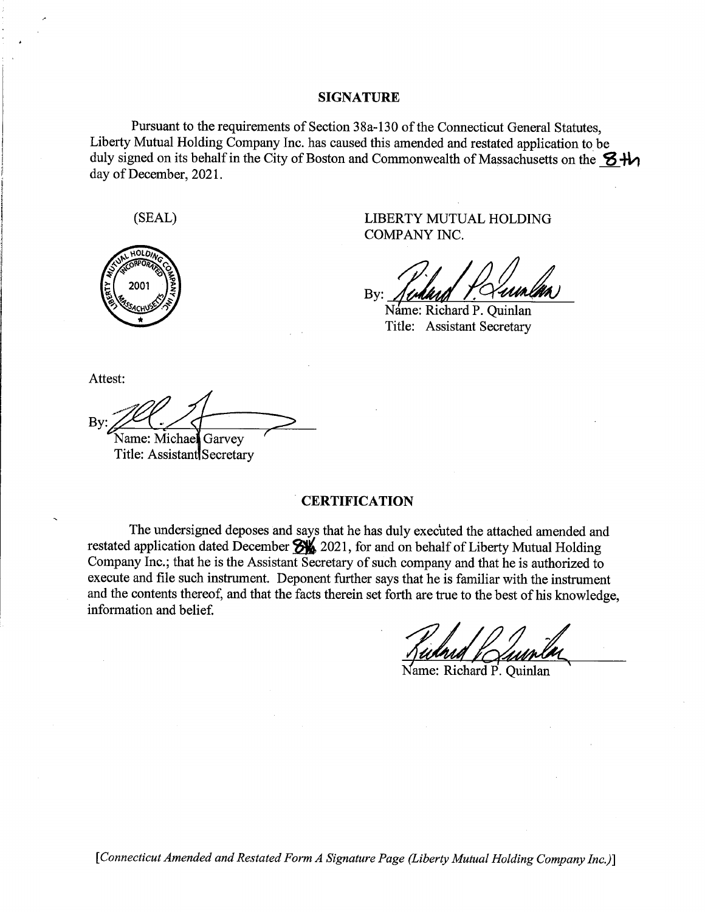## SIGNATURE

Pursuant to the requirements of Section 38a-130 of the Connecticut General Statutes, Liberty Mutual Holding Company Inc. has caused this amended and restated application to be duly signed on its behalf in the City of Boston and Commonwealth of Massachusetts on the 8th day of December, 2021.

(SEAL)

LIBERTY MUTUAL HOLDING COMPANY INC.

By: ______________________

Name: Richard P. Quinlan
Title: Assistant Secretary

Attest:

By: ______________________

Name: Michael Garvey
Title: Assistant Secretary

## CERTIFICATION

The undersigned deposes and says that he has duly executed the attached amended and restated application dated December 8th, 2021, for and on behalf of Liberty Mutual Holding Company Inc.; that he is the Assistant Secretary of such company and that he is authorized to execute and file such instrument. Deponent further says that he is familiar with the instrument and the contents thereof, and that the facts therein set forth are true to the best of his knowledge, information and belief.

______________________

Name: Richard P. Quinlan

*[Connecticut Amended and Restated Form A Signature Page (Liberty Mutual Holding Company Inc.)]*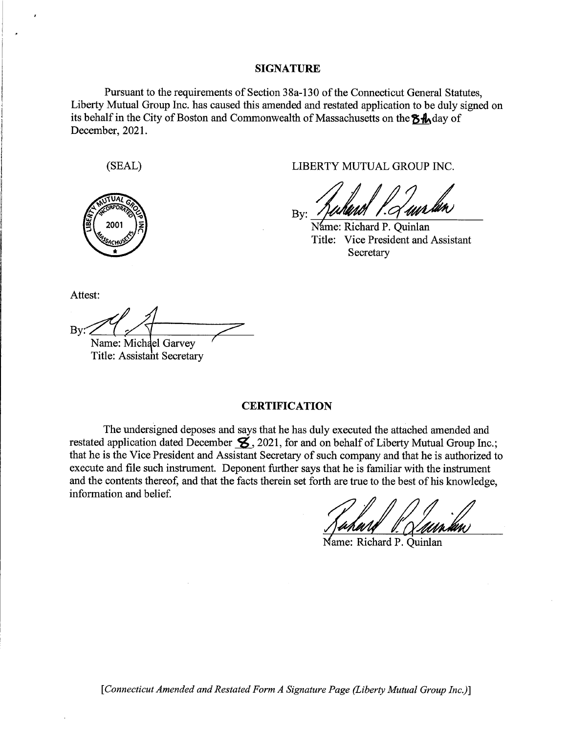## SIGNATURE

Pursuant to the requirements of Section 38a-130 of the Connecticut General Statutes, Liberty Mutual Group Inc. has caused this amended and restated application to be duly signed on its behalf in the City of Boston and Commonwealth of Massachusetts on the 8th day of December, 2021.

(SEAL)

LIBERTY MUTUAL GROUP INC.

By: 

Name: Richard P. Quinlan
Title: Vice President and Assistant Secretary

Attest:

By: 

Name: Michael Garvey
Title: Assistant Secretary

## CERTIFICATION

The undersigned deposes and says that he has duly executed the attached amended and restated application dated December 8, 2021, for and on behalf of Liberty Mutual Group Inc.; that he is the Vice President and Assistant Secretary of such company and that he is authorized to execute and file such instrument. Deponent further says that he is familiar with the instrument and the contents thereof, and that the facts therein set forth are true to the best of his knowledge, information and belief.

Name: Richard P. Quinlan

*[Connecticut Amended and Restated Form A Signature Page (Liberty Mutual Group Inc.)]*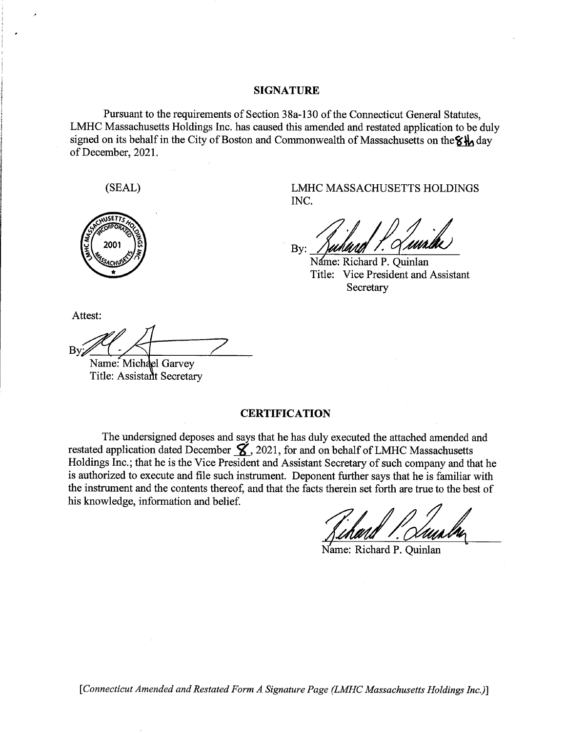## SIGNATURE

Pursuant to the requirements of Section 38a-130 of the Connecticut General Statutes, LMHC Massachusetts Holdings Inc. has caused this amended and restated application to be duly signed on its behalf in the City of Boston and Commonwealth of Massachusetts on the 8th day of December, 2021.

(SEAL)

LMHC MASSACHUSETTS HOLDINGS INC.

By: ______________________
Name: Richard P. Quinlan
Title: Vice President and Assistant Secretary

Attest:

By: ______________________
Name: Michael Garvey
Title: Assistant Secretary

## CERTIFICATION

The undersigned deposes and says that he has duly executed the attached amended and restated application dated December 8, 2021, for and on behalf of LMHC Massachusetts Holdings Inc.; that he is the Vice President and Assistant Secretary of such company and that he is authorized to execute and file such instrument. Deponent further says that he is familiar with the instrument and the contents thereof, and that the facts therein set forth are true to the best of his knowledge, information and belief.

______________________
Name: Richard P. Quinlan

*[Connecticut Amended and Restated Form A Signature Page (LMHC Massachusetts Holdings Inc.)]*